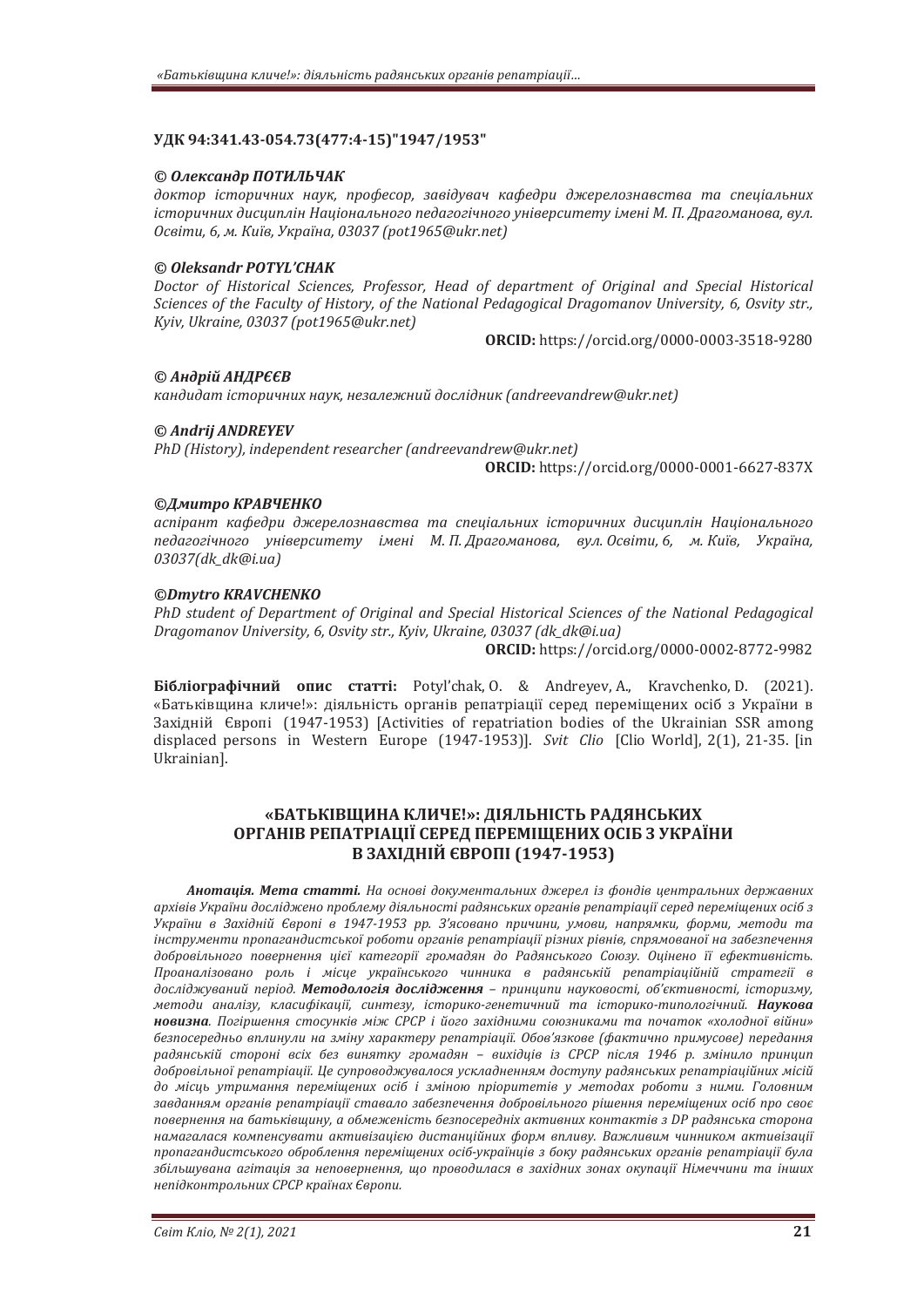**УДК 94:341.43-054.73(477:4-15)"1947/1953"**

***© Олександр ПОТИЛЬЧАК***

*доктор історичних наук, професор, завідувач кафедри джерелознавства та спеціальних історичних дисциплін Національного педагогічного університету імені М. П. Драгоманова, вул. Освіти, 6, м. Київ, Україна, 03037 (pot1965@ukr.net)*

***© Oleksandr POTYL'CHAK***

*Doctor of Historical Sciences, Professor, Head of department of Original and Special Historical Sciences of the Faculty of History, of the National Pedagogical Dragomanov University, 6, Osvity str., Kyiv, Ukraine, 03037 (pot1965@ukr.net)*

**ORCID:** https://orcid.org/0000-0003-3518-9280

***© Андрій АНДРЄЄВ***

*кандидат історичних наук, незалежний дослідник (andreevandrew@ukr.net)*

***© Andrij ANDREYEV***

*PhD (History), independent researcher (andreevandrew@ukr.net)*

**ORCID:** https://orcid.org/0000-0001-6627-837X

***©Дмитро КРАВЧЕНКО***

*аспірант кафедри джерелознавства та спеціальних історичних дисциплін Національного педагогічного університету імені М. П. Драгоманова, вул. Освіти, 6, м. Київ, Україна, 03037(dk_dk@i.ua)*

***©Dmytro KRAVCHENKO***

*PhD student of Department of Original and Special Historical Sciences of the National Pedagogical Dragomanov University, 6, Osvity str., Kyiv, Ukraine, 03037 (dk_dk@i.ua)*

**ORCID:** https://orcid.org/0000-0002-8772-9982

**Бібліографічний опис статті:** Potyl'chak, O. & Andreyev, A., Kravchenko, D. (2021). «Батьківщина кличе!»: діяльність органів репатріації серед переміщених осіб з України в Західній Європі (1947-1953) [Activities of repatriation bodies of the Ukrainian SSR among displaced persons in Western Europe (1947-1953)]. *Svit Clio* [Clio World], 2(1), 21-35. [in Ukrainian].

# «БАТЬКІВЩИНА КЛИЧЕ!»: ДІЯЛЬНІСТЬ РАДЯНСЬКИХ ОРГАНІВ РЕПАТРІАЦІЇ СЕРЕД ПЕРЕМІЩЕНИХ ОСІБ З УКРАЇНИ В ЗАХІДНІЙ ЄВРОПІ (1947-1953)

***Анотація. Мета статті.*** *На основі документальних джерел із фондів центральних державних архівів України досліджено проблему діяльності радянських органів репатріації серед переміщених осіб з України в Західній Європі в 1947-1953 рр. З'ясовано причини, умови, напрямки, форми, методи та інструменти пропагандистської роботи органів репатріації різних рівнів, спрямованої на забезпечення добровільного повернення цієї категорії громадян до Радянського Союзу. Оцінено її ефективність. Проаналізовано роль і місце українського чинника в радянській репатріаційній стратегії в досліджуваний період.* ***Методологія дослідження*** *– принципи науковості, об'єктивності, історизму, методи аналізу, класифікації, синтезу, історико-генетичний та історико-типологічний.* ***Наукова новизна****. Погіршення стосунків між СРСР і його західними союзниками та початок «холодної війни» безпосередньо вплинули на зміну характеру репатріації. Обов'язкове (фактично примусове) передання радянській стороні всіх без винятку громадян – вихідців із СРСР після 1946 р. змінило принцип добровільної репатріації. Це супроводжувалося ускладненням доступу радянських репатріаційних місій до місць утримання переміщених осіб і зміною пріоритетів у методах роботи з ними. Головним завданням органів репатріації ставало забезпечення добровільного рішення переміщених осіб про своє повернення на батьківщину, а обмеженість безпосередніх активних контактів з DP радянська сторона намагалася компенсувати активізацією дистанційних форм впливу. Важливим чинником активізації пропагандистського оброблення переміщених осіб-українців з боку радянських органів репатріації була збільшувана агітація за неповернення, що проводилася в західних зонах окупації Німеччини та інших непідконтрольних СРСР країнах Європи.*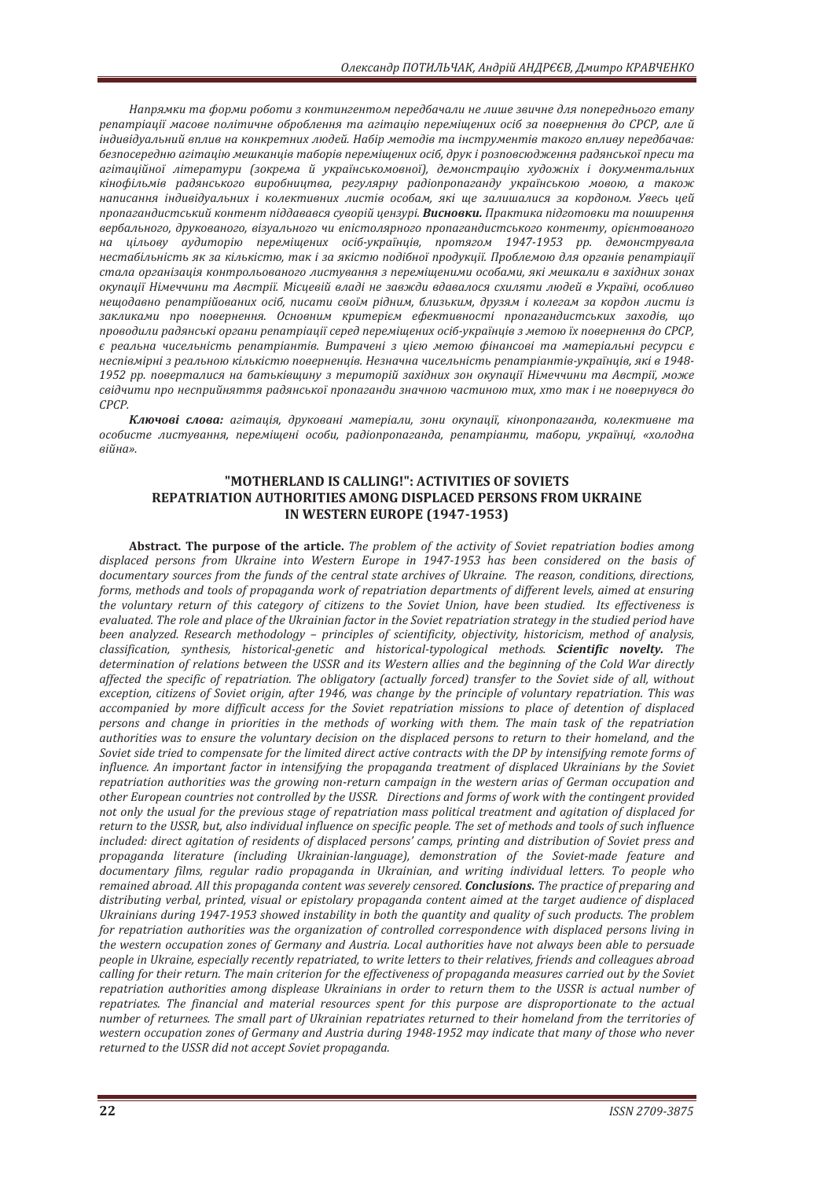*Напрямки та форми роботи з контингентом передбачали не лише звичне для попереднього етапу репатріації масове політичне оброблення та агітацію переміщених осіб за повернення до СРСР, але й індивідуальний вплив на конкретних людей. Набір методів та інструментів такого впливу передбачав: безпосередню агітацію мешканців таборів переміщених осіб, друк і розповсюдження радянської преси та агітаційної літератури (зокрема й українськомовної), демонстрацію художніх і документальних кінофільмів радянського виробництва, регулярну радіопропаганду українською мовою, а також написання індивідуальних і колективних листів особам, які ще залишалися за кордоном. Увесь цей пропагандистський контент піддавався суворій цензурі.* ***Висновки.*** *Практика підготовки та поширення вербального, друкованого, візуального чи епістолярного пропагандистського контенту, орієнтованого на цільову аудиторію переміщених осіб-українців, протягом 1947-1953 рр. демонструвала нестабільність як за кількістю, так і за якістю подібної продукції. Проблемою для органів репатріації стала організація контрольованого листування з переміщеними особами, які мешкали в західних зонах окупації Німеччини та Австрії. Місцевій владі не завжди вдавалося схиляти людей в Україні, особливо нещодавно репатрійованих осіб, писати своїм рідним, близьким, друзям і колегам за кордон листи із закликами про повернення. Основним критерієм ефективності пропагандистських заходів, що проводили радянські органи репатріації серед переміщених осіб-українців з метою їх повернення до СРСР, є реальна чисельність репатріантів. Витрачені з цією метою фінансові та матеріальні ресурси є неспівмірні з реальною кількістю повернenь. Незначна чисельність репатріантів-українців, які в 1948-1952 рр. поверталися на батьківщину з територій західних зон окупації Німеччини та Австрії, може свідчити про несприйняття радянської пропаганди значною частиною тих, хто так і не повернувся до СРСР.*

***Ключові слова:*** *агітація, друковані матеріали, зони окупації, кінопропаганда, колективне та особисте листування, переміщені особи, радіопропаганда, репатріанти, табори, українці, «холодна війна».*

## "MOTHERLAND IS CALLING!": ACTIVITIES OF SOVIETS REPATRIATION AUTHORITIES AMONG DISPLACED PERSONS FROM UKRAINE IN WESTERN EUROPE (1947-1953)

**Abstract. The purpose of the article.** *The problem of the activity of Soviet repatriation bodies among displaced persons from Ukraine into Western Europe in 1947-1953 has been considered on the basis of documentary sources from the funds of the central state archives of Ukraine. The reason, conditions, directions, forms, methods and tools of propaganda work of repatriation departments of different levels, aimed at ensuring the voluntary return of this category of citizens to the Soviet Union, have been studied. Its effectiveness is evaluated. The role and place of the Ukrainian factor in the Soviet repatriation strategy in the studied period have been analyzed. Research methodology – principles of scientificity, objectivity, historicism, method of analysis, classification, synthesis, historical-genetic and historical-typological methods.* ***Scientific novelty.*** *The determination of relations between the USSR and its Western allies and the beginning of the Cold War directly affected the specific of repatriation. The obligatory (actually forced) transfer to the Soviet side of all, without exception, citizens of Soviet origin, after 1946, was change by the principle of voluntary repatriation. This was accompanied by more difficult access for the Soviet repatriation missions to place of detention of displaced persons and change in priorities in the methods of working with them. The main task of the repatriation authorities was to ensure the voluntary decision on the displaced persons to return to their homeland, and the Soviet side tried to compensate for the limited direct active contracts with the DP by intensifying remote forms of influence. An important factor in intensifying the propaganda treatment of displaced Ukrainians by the Soviet repatriation authorities was the growing non-return campaign in the western arias of German occupation and other European countries not controlled by the USSR. Directions and forms of work with the contingent provided not only the usual for the previous stage of repatriation mass political treatment and agitation of displaced for return to the USSR, but, also individual influence on specific people. The set of methods and tools of such influence included: direct agitation of residents of displaced persons' camps, printing and distribution of Soviet press and propaganda literature (including Ukrainian-language), demonstration of the Soviet-made feature and documentary films, regular radio propaganda in Ukrainian, and writing individual letters. To people who remained abroad. All this propaganda content was severely censored.* ***Conclusions.*** *The practice of preparing and distributing verbal, printed, visual or epistolary propaganda content aimed at the target audience of displaced Ukrainians during 1947-1953 showed instability in both the quantity and quality of such products. The problem for repatriation authorities was the organization of controlled correspondence with displaced persons living in the western occupation zones of Germany and Austria. Local authorities have not always been able to persuade people in Ukraine, especially recently repatriated, to write letters to their relatives, friends and colleagues abroad calling for their return. The main criterion for the effectiveness of propaganda measures carried out by the Soviet repatriation authorities among displease Ukrainians in order to return them to the USSR is actual number of repatriates. The financial and material resources spent for this purpose are disproportionate to the actual number of returnees. The small part of Ukrainian repatriates returned to their homeland from the territories of western occupation zones of Germany and Austria during 1948-1952 may indicate that many of those who never returned to the USSR did not accept Soviet propaganda.*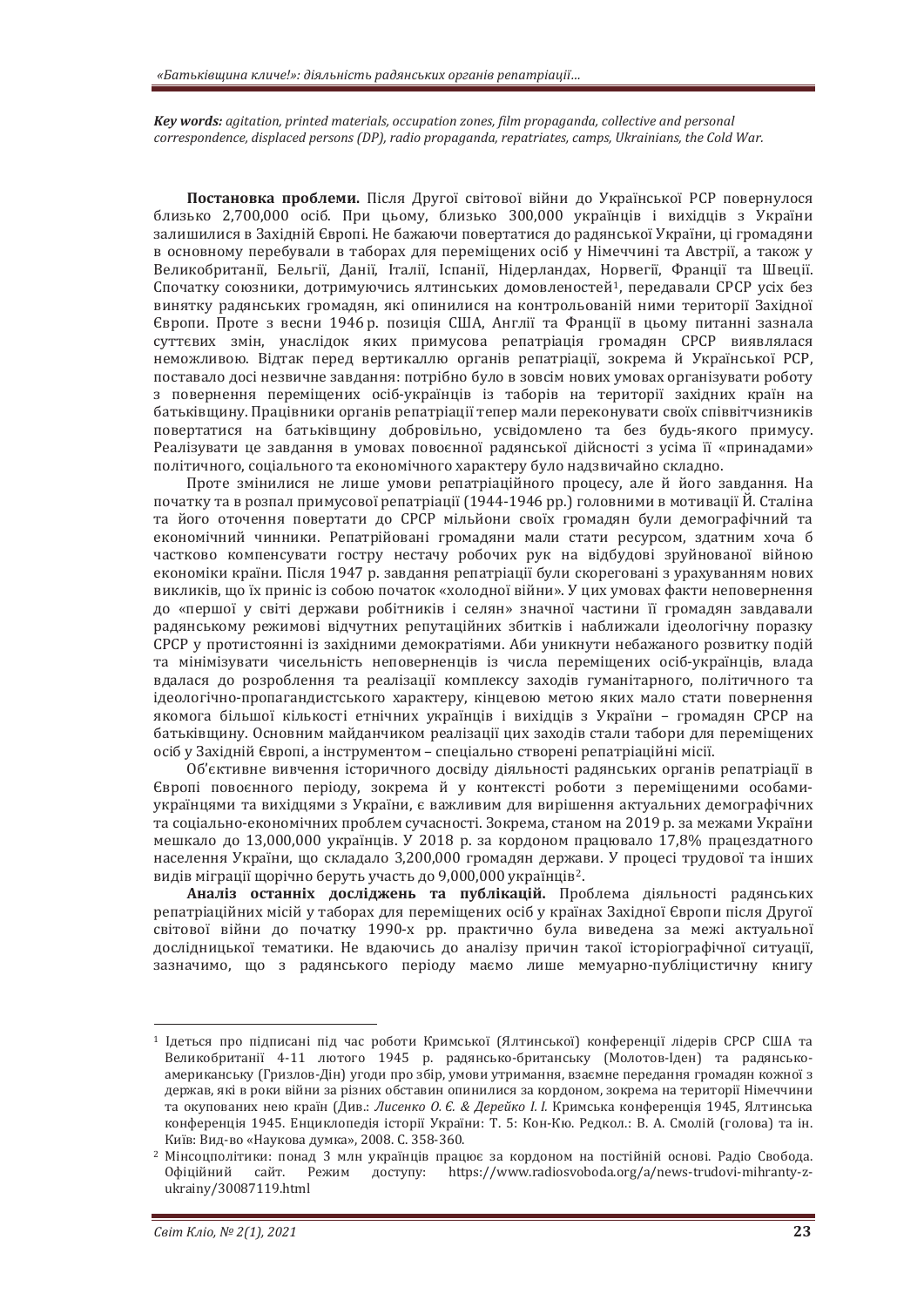*Key words: agitation, printed materials, occupation zones, film propaganda, collective and personal correspondence, displaced persons (DP), radio propaganda, repatriates, camps, Ukrainians, the Cold War.*

**Постановка проблеми.** Після Другої світової війни до Української РСР повернулося близько 2,700,000 осіб. При цьому, близько 300,000 українців і вихідців з України залишилися в Західній Європі. Не бажаючи повертатися до радянської України, ці громадяни в основному перебували в таборах для переміщених осіб у Німеччині та Австрії, а також у Великобританії, Бельгії, Данії, Італії, Іспанії, Нідерландах, Норвегії, Франції та Швеції. Спочатку союзники, дотримуючись ялтинських домовленостей[1], передавали СРСР усіх без винятку радянських громадян, які опинилися на контрольованій ними території Західної Європи. Проте з весни 1946 р. позиція США, Англії та Франції в цьому питанні зазнала суттєвих змін, унаслідок яких примусова репатріація громадян СРСР виявлялася неможливою. Відтак перед вертикаллю органів репатріації, зокрема й Української РСР, поставало досі незвичне завдання: потрібно було в зовсім нових умовах організувати роботу з повернення переміщених осіб-українців із таборів на території західних країн на батьківщину. Працівники органів репатріації тепер мали переконувати своїх співвітчизників повертатися на батьківщину добровільно, усвідомлено та без будь-якого примусу. Реалізувати це завдання в умовах повоєнної радянської дійсності з усіма її «принадами» політичного, соціального та економічного характеру було надзвичайно складно.

Проте змінилися не лише умови репатріаційного процесу, але й його завдання. На початку та в розпал примусової репатріації (1944-1946 рр.) головними в мотивації Й. Сталіна та його оточення повертати до СРСР мільйони своїх громадян були демографічний та економічний чинники. Репатрійовані громадяни мали стати ресурсом, здатним хоча б частково компенсувати гостру нестачу робочих рук на відбудові зруйнованої війною економіки країни. Після 1947 р. завдання репатріації були скореговані з урахуванням нових викликів, що їх приніс із собою початок «холодної війни». У цих умовах факти неповернення до «першої у світі держави робітників і селян» значної частини її громадян завдавали радянському режимові відчутних репутаційних збитків і наближали ідеологічну поразку СРСР у протистоянні із західними демократіями. Аби уникнути небажаного розвитку подій та мінімізувати чисельність неповерненців із числа переміщених осіб-українців, влада вдалася до розроблення та реалізації комплексу заходів гуманітарного, політичного та ідеологічно-пропагандистського характеру, кінцевою метою яких мало стати повернення якомога більшої кількості етнічних українців і вихідців з України – громадян СРСР на батьківщину. Основним майданчиком реалізації цих заходів стали табори для переміщених осіб у Західній Європі, а інструментом – спеціально створені репатріаційні місії.

Об'єктивне вивчення історичного досвіду діяльності радянських органів репатріації в Європі повоєнного періоду, зокрема й у контексті роботи з переміщеними особами-українцями та вихідцями з України, є важливим для вирішення актуальних демографічних та соціально-економічних проблем сучасності. Зокрема, станом на 2019 р. за межами України мешкало до 13,000,000 українців. У 2018 р. за кордоном працювало 17,8% працездатного населення України, що складало 3,200,000 громадян держави. У процесі трудової та інших видів міграції щорічно беруть участь до 9,000,000 українців[2].

**Аналіз останніх досліджень та публікацій.** Проблема діяльності радянських репатріаційних місій у таборах для переміщених осіб у країнах Західної Європи після Другої світової війни до початку 1990-х рр. практично була виведена за межі актуальної дослідницької тематики. Не вдаючись до аналізу причин такої історіографічної ситуації, зазначимо, що з радянського періоду маємо лише мемуарно-публіцистичну книгу

---

[1] Ідеться про підписані під час роботи Кримської (Ялтинської) конференції лідерів СРСР США та Великобританії 4-11 лютого 1945 р. радянсько-британську (Молотов-Іден) та радянсько-американську (Гризлов-Дін) угоди про збір, умови утримання, взаємне передання громадян кожної з держав, які в роки війни за різних обставин опинилися за кордоном, зокрема на території Німеччини та окупованих нею країн (Див.: *Лисенко О. Є. & Дерейко І. І.* Кримська конференція 1945, Ялтинська конференція 1945. Енциклопедія історії України: Т. 5: Кон-Кю. Редкол.: В. А. Смолій (голова) та ін. Київ: Вид-во «Наукова думка», 2008. С. 358-360.

[2] Мінсоцполітики: понад 3 млн українців працює за кордоном на постійній основі. Радіо Свобода. Офіційний сайт. Режим доступу: https://www.radiosvoboda.org/a/news-trudovi-mihranty-z-ukrainy/30087119.html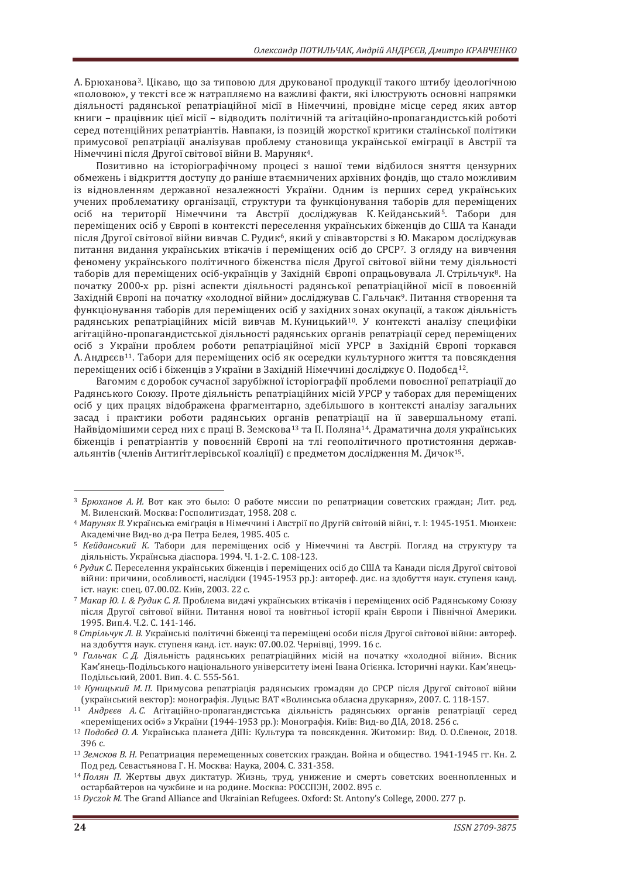А. Брюханова[3]. Цікаво, що за типовою для друкованої продукції такого штибу ідеологічною «половою», у тексті все ж натрапляємо на важливі факти, які ілюструють основні напрямки діяльності радянської репатріаційної місії в Німеччині, провідне місце серед яких автор книги – працівник цієї місії – відводить політичній та агітаційно-пропагандистській роботі серед потенційних репатріантів. Навпаки, із позицій жорсткої критики сталінської політики примусової репатріації аналізував проблему становища української еміграції в Австрії та Німеччині після Другої світової війни В. Маруняк[4].

Позитивно на історіографічному процесі з нашої теми відбилося зняття цензурних обмежень і відкриття доступу до раніше втаємничених архівних фондів, що стало можливим із відновленням державної незалежності України. Одним із перших серед українських учених проблематику організації, структури та функціонування таборів для переміщених осіб на території Німеччини та Австрії досліджував К. Кейданський[5]. Табори для переміщених осіб у Європі в контексті переселення українських біженців до США та Канади після Другої світової війни вивчав С. Рудик[6], який у співавторстві з Ю. Макаром досліджував питання видання українських втікачів і переміщених осіб до СРСР[7]. З огляду на вивчення феномену українського політичного біженства після Другої світової війни тему діяльності таборів для переміщених осіб-українців у Західній Європі опрацьовувала Л. Стрільчук[8]. На початку 2000-х рр. різні аспекти діяльності радянської репатріаційної місії в повоєнній Західній Європі на початку «холодної війни» досліджував С. Гальчак[9]. Питання створення та функціонування таборів для переміщених осіб у західних зонах окупації, а також діяльність радянських репатріаційних місій вивчав М. Куницький[10]. У контексті аналізу специфіки агітаційно-пропагандистської діяльності радянських органів репатріації серед переміщених осіб з України проблем роботи репатріаційної місії УРСР в Західній Європі торкався А. Андрєєв[11]. Табори для переміщених осіб як осередки культурного життя та повсякдення переміщених осіб і біженців з України в Західній Німеччині досліджує О. Подобєд[12].

Вагомим є доробок сучасної зарубіжної історіографії проблеми повоєнної репатріації до Радянського Союзу. Проте діяльність репатріаційних місій УРСР у таборах для переміщених осіб у цих працях відображена фрагментарно, здебільшого в контексті аналізу загальних засад і практики роботи радянських органів репатріації на її завершальному етапі. Найвідомішими серед них є праці В. Земскова[13] та П. Поляна[14]. Драматична доля українських біженців і репатріантів у повоєнній Європі на тлі геополітичного протистояння держав-альянтів (членів Антигітлерівської коаліції) є предметом дослідження М. Дичок[15].

---

[3] *Брюханов А. И.* Вот как это было: О работе миссии по репатриации советских граждан; Лит. ред. М. Виленский. Москва: Госполитиздат, 1958. 208 с.

[4] *Маруняк В.* Українська еміграція в Німеччині і Австрії по Другій світовій війні, т. І: 1945-1951. Мюнхен: Академічне Вид-во д-ра Петра Белея, 1985. 405 с.

[5] *Кейданський К.* Табори для переміщених осіб у Німеччині та Австрії. Погляд на структуру та діяльність. Українська діаспора. 1994. Ч. 1-2. С. 108-123.

[6] *Рудик С.* Переселення українських біженців і переміщених осіб до США та Канади після Другої світової війни: причини, особливості, наслідки (1945-1953 рр.): автореф. дис. на здобуття наук. ступеня канд. іст. наук: спец. 07.00.02. Київ, 2003. 22 с.

[7] *Макар Ю. І. & Рудик С. Я.* Проблема видачі українських втікачів і переміщених осіб Радянському Союзу після Другої світової війни. Питання нової та новітньої історії країн Європи і Північної Америки. 1995. Вип.4. Ч.2. С. 141-146.

[8] *Стрільчук Л. В.* Українські політичні біженці та переміщені особи після Другої світової війни: автореф. на здобуття наук. ступеня канд. іст. наук: 07.00.02. Чернівці, 1999. 16 с.

[9] *Гальчак С. Д.* Діяльність радянських репатріаційних місій на початку «холодної війни». Вісник Кам'янець-Подільського національного університету імені Івана Огієнка. Історичні науки. Кам'янець-Подільський, 2001. Вип. 4. С. 555-561.

[10] *Куницький М. П.* Примусова репатріація радянських громадян до СРСР після Другої світової війни (український вектор): монографія. Луцьк: ВАТ «Волинська обласна друкарня», 2007. С. 118-157.

[11] *Андрєєв А. С.* Агітаційно-пропагандистська діяльність радянських органів репатріації серед «переміщених осіб» з України (1944-1953 рр.): Монографія. Київ: Вид-во ДІА, 2018. 256 с.

[12] *Подобєд О. А.* Українська планета ДіПі: Культура та повсякдення. Житомир: Вид. О. О.Євенок, 2018. 396 с.

[13] *Земсков В. Н.* Репатриация перемещенных советских граждан. Война и общество. 1941-1945 гг. Кн. 2. Под ред. Севастьянова Г. Н. Москва: Наука, 2004. С. 331-358.

[14] *Полян П.* Жертвы двух диктатур. Жизнь, труд, унижение и смерть советских военнопленных и остарбайтеров на чужбине и на родине. Москва: РОССПЭН, 2002. 895 с.

[15] *Dyczok M.* The Grand Alliance and Ukrainian Refugees. Oxford: St. Antony's College, 2000. 277 p.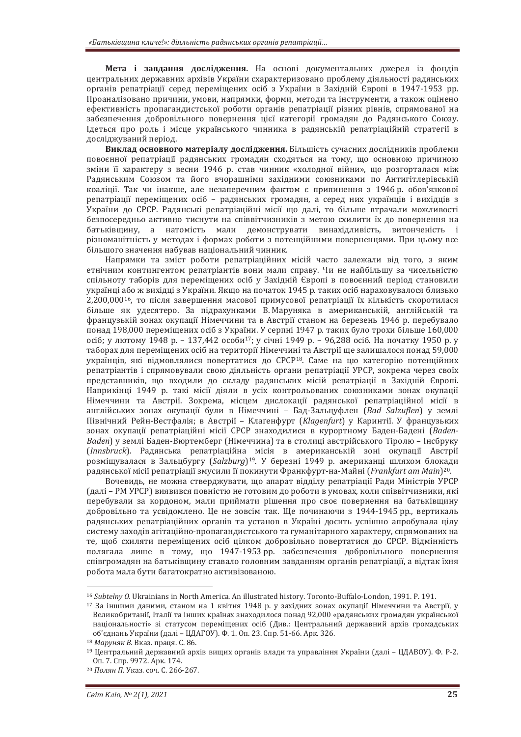**Мета і завдання дослідження.** На основі документальних джерел із фондів центральних державних архівів України схарактеризовано проблему діяльності радянських органів репатріації серед переміщених осіб з України в Західній Європі в 1947-1953 рр. Проаналізовано причини, умови, напрямки, форми, методи та інструменти, а також оцінено ефективність пропагандистської роботи органів репатріації різних рівнів, спрямованої на забезпечення добровільного повернення цієї категорії громадян до Радянського Союзу. Ідеться про роль і місце українського чинника в радянській репатріаційній стратегії в досліджуваний період.

**Виклад основного матеріалу дослідження.** Більшість сучасних дослідників проблеми повоєнної репатріації радянських громадян сходяться на тому, що основною причиною зміни її характеру з весни 1946 р. став чинник «холодної війни», що розгорталася між Радянським Союзом та його вчорашніми західними союзниками по Антигітлерівській коаліції. Так чи інакше, але незаперечним фактом є припинення з 1946 р. обов'язкової репатріації переміщених осіб – радянських громадян, а серед них українців і вихідців з України до СРСР. Радянські репатріаційні місії що далі, то більше втрачали можливості безпосередньо активно тиснути на співвітчизників з метою схилити їх до повернення на батьківщину, а натомість мали демонструвати винахідливість, витонченість і різноманітність у методах і формах роботи з потенційними поверненцями. При цьому все більшого значення набував національний чинник.

Напрямки та зміст роботи репатріаційних місій часто залежали від того, з яким етнічним контингентом репатріантів вони мали справу. Чи не найбільшу за чисельністю спільноту таборів для переміщених осіб у Західній Європі в повоєнний період становили українці або ж вихідці з України. Якщо на початок 1945 р. таких осіб нараховувалося близько 2,200,000[16], то після завершення масової примусової репатріації їх кількість скоротилася більше як удесятеро. За підрахунками В. Маруняка в американській, англійській та французькій зонах окупації Німеччини та в Австрії станом на березень 1946 р. перебувало понад 198,000 переміщених осіб з України. У серпні 1947 р. таких було трохи більше 160,000 осіб; у лютому 1948 р. – 137,442 особи[17]; у січні 1949 р. – 96,288 осіб. На початку 1950 р. у таборах для переміщених осіб на території Німеччині та Австрії ще залишалося понад 59,000 українців, які відмовлялися повертатися до СРСР[18]. Саме на цю категорію потенційних репатріантів і спрямовували свою діяльність органи репатріації УРСР, зокрема через своїх представників, що входили до складу радянських місій репатріації в Західній Європі. Наприкінці 1949 р. такі місії діяли в усіх контрольованих союзниками зонах окупації Німеччини та Австрії. Зокрема, місцем дислокації радянської репатріаційної місії в англійських зонах окупації були в Німеччині – Бад-Зальцуфлен (*Bad Salzuflen*) у землі Північний Рейн-Вестфалія; в Австрії – Клаґенфурт (*Klagenfurt*) у Каринтії. У французьких зонах окупації репатріаційні місії СРСР знаходилися в курортному Баден-Бадені (*Baden-Baden*) у землі Баден-Вюртемберг (Німеччина) та в столиці австрійського Тіролю – Інсбруку (*Innsbruck*). Радянська репатріаційна місія в американській зоні окупації Австрії розміщувалася в Зальцбургу (*Salzburg*)[19]. У березні 1949 р. американці шляхом блокади радянської місії репатріації змусили її покинути Франкфурт-на-Майні (*Frankfurt am Main*)[20].

Вочевидь, не можна стверджувати, що апарат відділу репатріації Ради Міністрів УРСР (далі – РМ УРСР) виявився повністю не готовим до роботи в умовах, коли співвітчизники, які перебували за кордоном, мали приймати рішення про своє повернення на батьківщину добровільно та усвідомлено. Це не зовсім так. Ще починаючи з 1944-1945 рр., вертикаль радянських репатріаційних органів та установ в Україні досить успішно апробувала цілу систему заходів агітаційно-пропагандистського та гуманітарного характеру, спрямованих на те, щоб схиляти переміщених осіб цілком добровільно повертатися до СРСР. Відмінність полягала лише в тому, що 1947-1953 рр. забезпечення добровільного повернення співгромадян на батьківщину ставало головним завданням органів репатріації, а відтак їхня робота мала бути багатократно активізованою.

---

[16] *Subtelny O.* Ukrainians in North America. An illustrated history. Toronto-Buffalo-London, 1991. P. 191.

[17] За іншими даними, станом на 1 квітня 1948 р. у західних зонах окупації Німеччини та Австрії, у Великобританії, Італії та інших країнах знаходилося понад 92,000 «радянських громадян української національності» зі статусом переміщених осіб (Див.: Центральний державний архів громадських об'єднань України (далі – ЦДАГОУ). Ф. 1. Оп. 23. Спр. 51-66. Арк. 326.

[18] *Маруняк В.* Вказ. праця. С. 86.

[19] Центральний державний архів вищих органів влади та управління України (далі – ЦДАВОУ). Ф. Р-2. Оп. 7. Спр. 9972. Арк. 174.

[20] *Полян П.* Указ. соч. С. 266-267.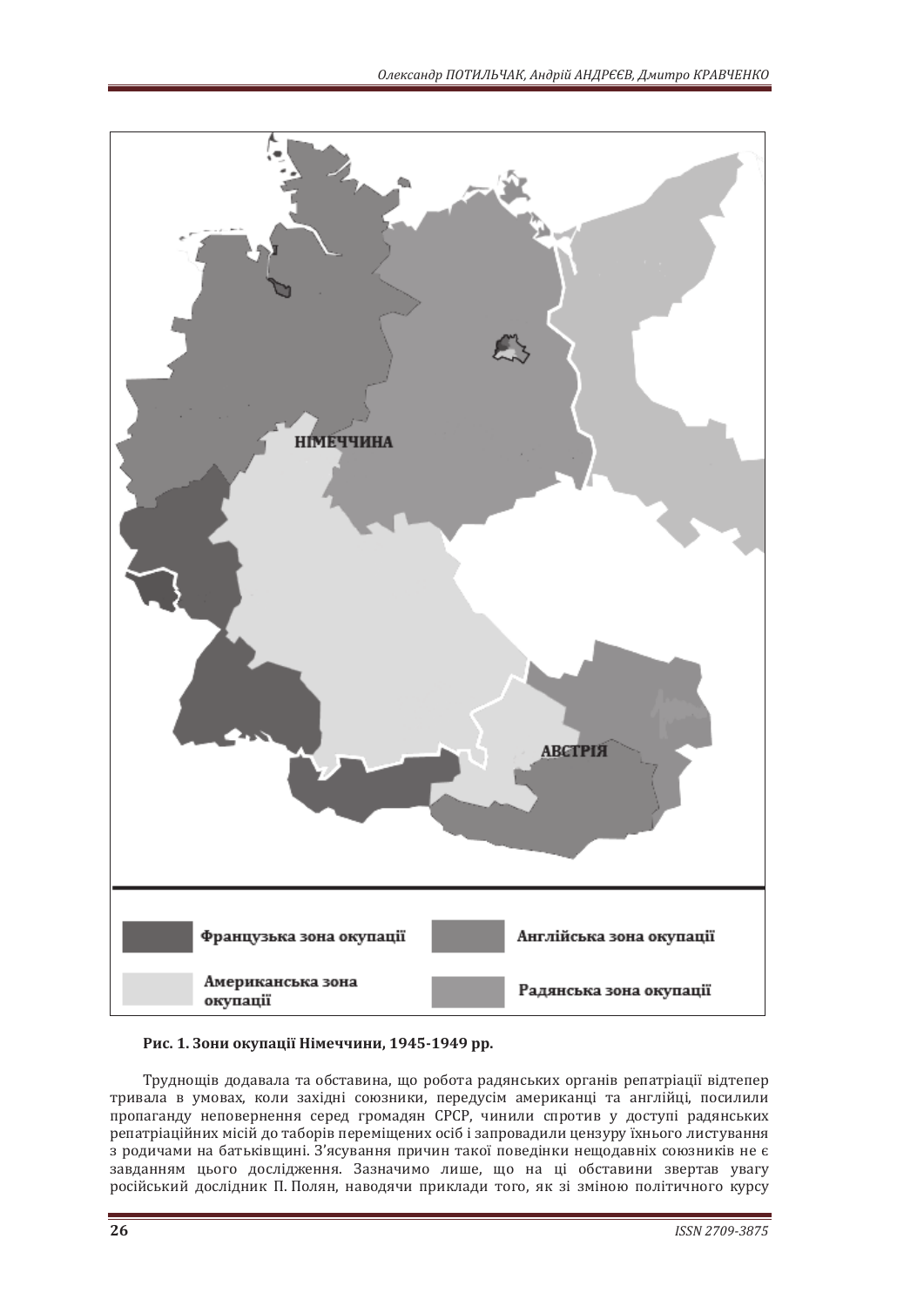НІМЕЧЧИНА

АВСТРІЯ

Французька зона окупації

Англійська зона окупації

Американська зона окупації

Радянська зона окупації

**Рис. 1. Зони окупації Німеччини, 1945-1949 рр.**

Труднощів додавала та обставина, що робота радянських органів репатріації відтепер тривала в умовах, коли західні союзники, передусім американці та англійці, посилили пропаганду неповернення серед громадян СРСР, чинили спротив у доступі радянських репатріаційних місій до таборів переміщених осіб і запровадили цензуру їхнього листування з родичами на батьківщині. З'ясування причин такої поведінки нещодавніх союзників не є завданням цього дослідження. Зазначимо лише, що на ці обставини звертав увагу російський дослідник П. Полян, наводячи приклади того, як зі зміною політичного курсу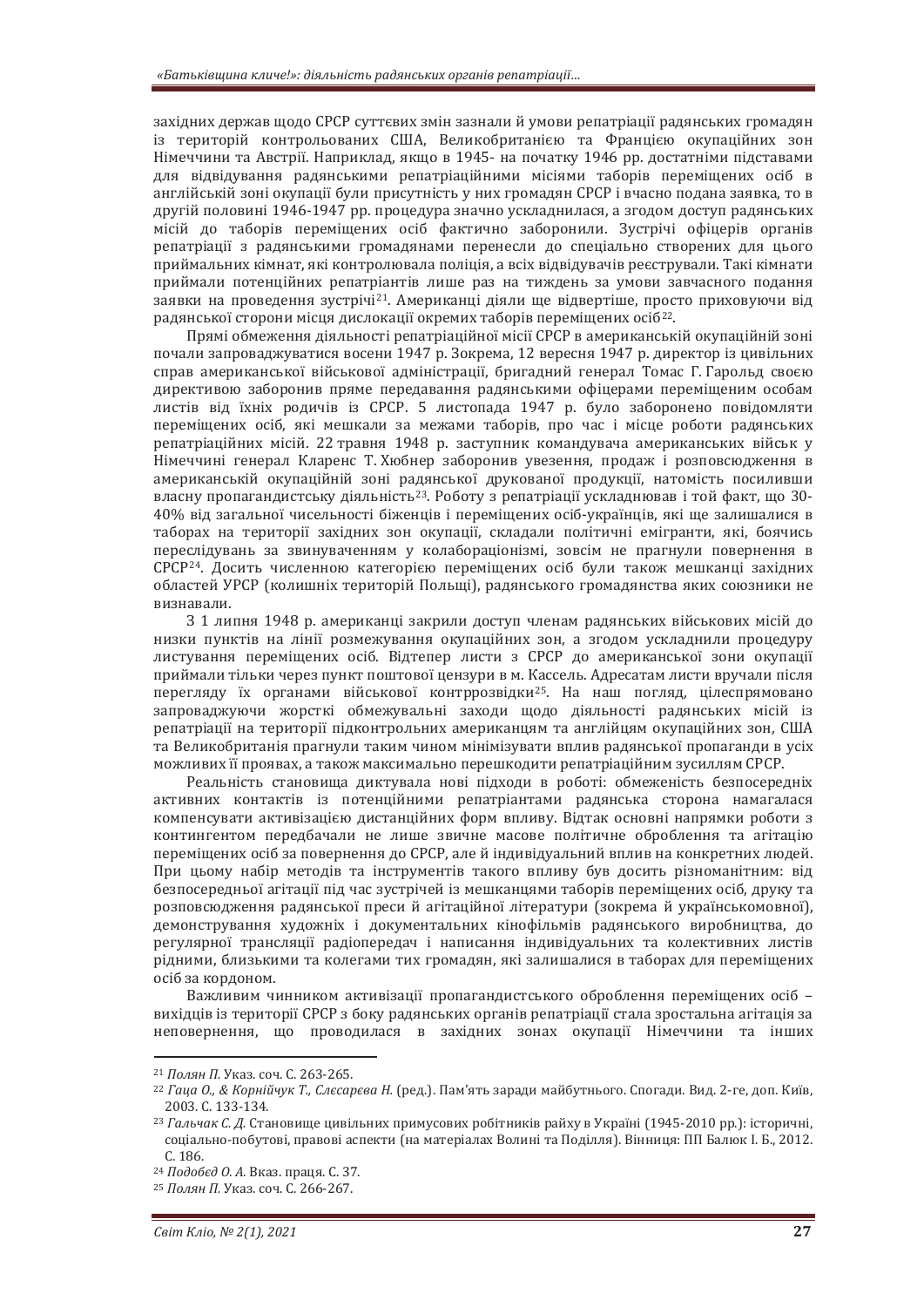західних держав щодо СРСР суттєвих змін зазнали й умови репатріації радянських громадян із територій контрольованих США, Великобританією та Францією окупаційних зон Німеччини та Австрії. Наприклад, якщо в 1945- на початку 1946 рр. достатніми підставами для відвідування радянськими репатріаційними місіями таборів переміщених осіб в англійській зоні окупації були присутність у них громадян СРСР і вчасно подана заявка, то в другій половині 1946-1947 рр. процедура значно ускладнилася, а згодом доступ радянських місій до таборів переміщених осіб фактично заборонили. Зустрічі офіцерів органів репатріації з радянськими громадянами перенесли до спеціально створених для цього приймальних кімнат, які контролювала поліція, а всіх відвідувачів реєстрували. Такі кімнати приймали потенційних репатріантів лише раз на тиждень за умови завчасного подання заявки на проведення зустрічі[21]. Американці діяли ще відвертіше, просто приховуючи від радянської сторони місця дислокації окремих таборів переміщених осіб[22].

Прямі обмеження діяльності репатріаційної місії СРСР в американській окупаційній зоні почали запроваджуватися восени 1947 р. Зокрема, 12 вересня 1947 р. директор із цивільних справ американської військової адміністрації, бригадний генерал Томас Г. Гарольд своєю директивою заборонив пряме передавання радянськими офіцерами переміщеним особам листів від їхніх родичів із СРСР. 5 листопада 1947 р. було заборонено повідомляти переміщених осіб, які мешкали за межами таборів, про час і місце роботи радянських репатріаційних місій. 22 травня 1948 р. заступник командувача американських військ у Німеччині генерал Кларенс Т. Хюбнер заборонив увезення, продаж і розповсюдження в американській окупаційній зоні радянської друкованої продукції, натомість посиливши власну пропагандистську діяльність[23]. Роботу з репатріації ускладнював і той факт, що 30-40% від загальної чисельності біженців і переміщених осіб-українців, які ще залишалися в таборах на території західних зон окупації, складали політичні емігранти, які, боячись переслідувань за звинуваченням у колабораціонізмі, зовсім не прагнули повернення в СРСР[24]. Досить численною категорією переміщених осіб були також мешканці західних областей УРСР (колишніх територій Польщі), радянського громадянства яких союзники не визнавали.

З 1 липня 1948 р. американці закрили доступ членам радянських військових місій до низки пунктів на лінії розмежування окупаційних зон, а згодом ускладнили процедуру листування переміщених осіб. Відтепер листи з СРСР до американської зони окупації приймали тільки через пункт поштової цензури в м. Кассель. Адресатам листи вручали після перегляду їх органами військової контррозвідки[25]. На наш погляд, цілеспрямовано запроваджуючи жорсткі обмежувальні заходи щодо діяльності радянських місій із репатріації на території підконтрольних американцям та англійцям окупаційних зон, США та Великобританія прагнули таким чином мінімізувати вплив радянської пропаганди в усіх можливих її проявах, а також максимально перешкодити репатріаційним зусиллям СРСР.

Реальність становища диктувала нові підходи в роботі: обмеженість безпосередніх активних контактів із потенційними репатріантами радянська сторона намагалася компенсувати активізацією дистанційних форм впливу. Відтак основні напрямки роботи з контингентом передбачали не лише звичне масове політичне оброблення та агітацію переміщених осіб за повернення до СРСР, але й індивідуальний вплив на конкретних людей. При цьому набір методів та інструментів такого впливу був досить різноманітним: від безпосередньої агітації під час зустрічей із мешканцями таборів переміщених осіб, друку та розповсюдження радянської преси й агітаційної літератури (зокрема й україномовної), демонстрування художніх і документальних кінофільмів радянського виробництва, до регулярної трансляції радіопередач і написання індивідуальних та колективних листів рідними, близькими та колегами тих громадян, які залишалися в таборах для переміщених осіб за кордоном.

Важливим чинником активізації пропагандистського оброблення переміщених осіб – вихідців із території СРСР з боку радянських органів репатріації стала зростальна агітація за неповернення, що проводилася в західних зонах окупації Німеччини та інших

---

[21] *Полян П.* Указ. соч. С. 263-265.

[22] *Гаца О., & Корнійчук Т., Слєсарєва Н.* (ред.). Пам'ять заради майбутнього. Спогади. Вид. 2-ге, доп. Київ, 2003. С. 133-134.

[23] *Гальчак С. Д.* Становище цивільних примусових робітників райху в Україні (1945-2010 рр.): історичні, соціально-побутові, правові аспекти (на матеріалах Волині та Поділля). Вінниця: ПП Балюк І. Б., 2012. С. 186.

[24] *Подобєд О. А.* Вказ. праця. С. 37.

[25] *Полян П.* Указ. соч. С. 266-267.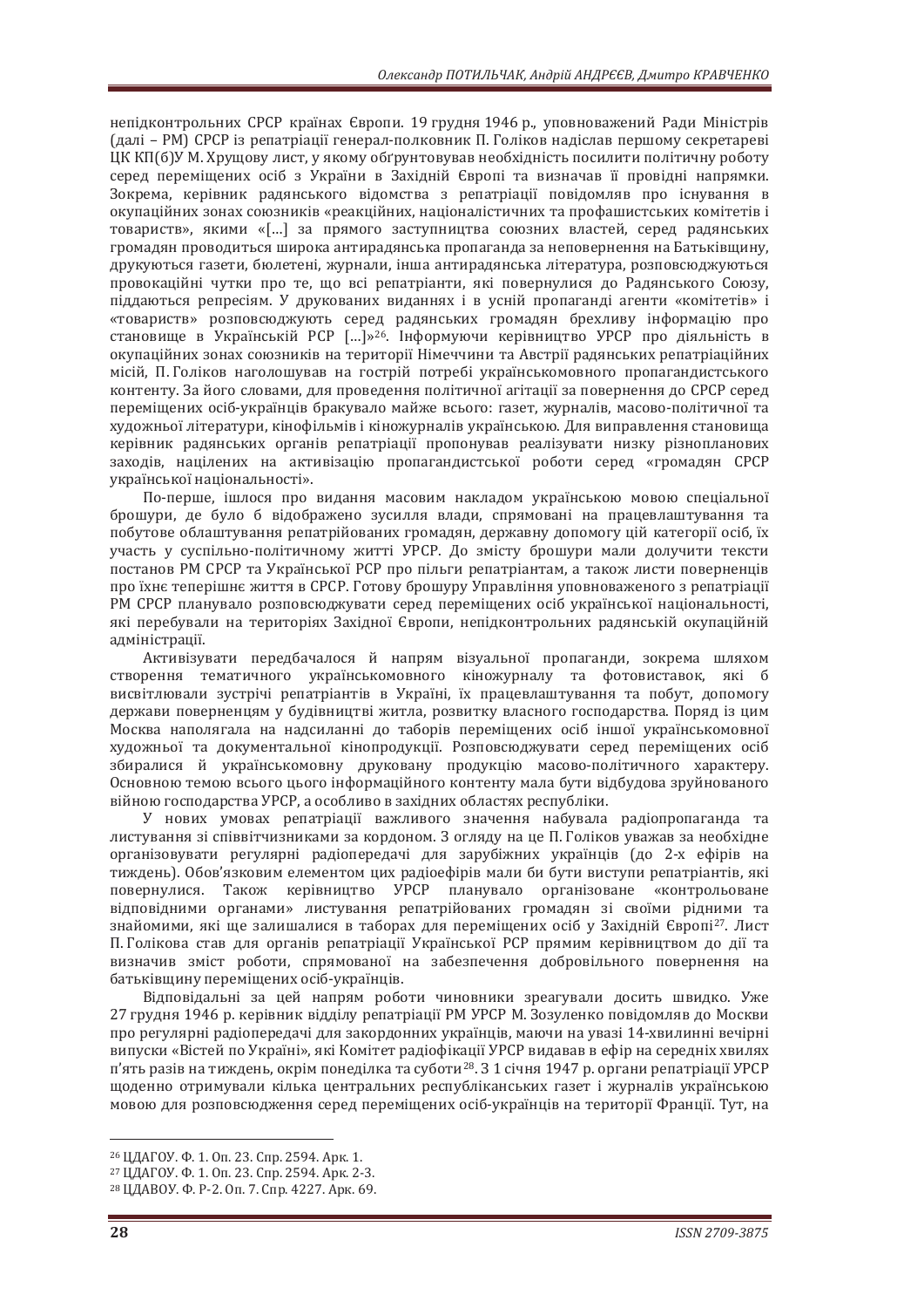непідконтрольних СРСР країнах Європи. 19 грудня 1946 р., уповноважений Ради Міністрів (далі – РМ) СРСР із репатріації генерал-полковник П. Голіков надіслав першому секретареві ЦК КП(б)У М. Хрущову лист, у якому обґрунтовував необхідність посилити політичну роботу серед переміщених осіб з України в Західній Європі та визначав її провідні напрямки. Зокрема, керівник радянського відомства з репатріації повідомляв про існування в окупаційних зонах союзників «реакційних, націоналістичних та профашистських комітетів і товариств», якими «[…] за прямого заступництва союзних властей, серед радянських громадян проводиться широка антирадянська пропаганда за неповернення на Батьківщину, друкуються газети, бюлетені, журнали, інша антирадянська література, розповсюджуються провокаційні чутки про те, що всі репатріанти, які повернулися до Радянського Союзу, піддаються репресіям. У друкованих виданнях і в усній пропаганді агенти «комітетів» і «товариств» розповсюджують серед радянських громадян брехливу інформацію про становище в Українській РСР […]»[26]. Інформуючи керівництво УРСР про діяльність в окупаційних зонах союзників на території Німеччини та Австрії радянських репатріаційних місій, П. Голіков наголошував на гострій потребі україномовного пропагандистського контенту. За його словами, для проведення політичної агітації за повернення до СРСР серед переміщених осіб-українців бракувало майже всього: газет, журналів, масово-політичної та художньої літератури, кінофільмів і кіножурналів українською. Для виправлення становища керівник радянських органів репатріації пропонував реалізувати низку різнопланових заходів, націлених на активізацію пропагандистської роботи серед «громадян СРСР української національності».

По-перше, ішлося про видання масовим накладом українською мовою спеціальної брошури, де було б відображено зусилля влади, спрямовані на працевлаштування та побутове облаштування репатрійованих громадян, державну допомогу цій категорії осіб, їх участь у суспільно-політичному житті УРСР. До змісту брошури мали долучити тексти постанов РМ СРСР та Української РСР про пільги репатріантам, а також листи повернеців про їхнє теперішнє життя в СРСР. Готову брошуру Управління уповноваженого з репатріації РМ СРСР планувало розповсюджувати серед переміщених осіб української національності, які перебували на територіях Західної Європи, непідконтрольних радянській окупаційній адміністрації.

Активізувати передбачалося й напрям візуальної пропаганди, зокрема шляхом створення тематичного україномовного кіножурналу та фотовиставок, які б висвітлювали зустрічі репатріантів в Україні, їх працевлаштування та побут, допомогу держави поверненям у будівництві житла, розвитку власного господарства. Поряд із цим Москва наполягала на надсиланні до таборів переміщених осіб іншої україномовної художньої та документальної кінопродукції. Розповсюджувати серед переміщених осіб збиралися й україномовну друковану продукцію масово-політичного характеру. Основною темою всього цього інформаційного контенту мала бути відбудова зруйнованого війною господарства УРСР, а особливо в західних областях республіки.

У нових умовах репатріації важливого значення набувала радіопропаганда та листування зі співвітчизниками за кордоном. З огляду на це П. Голіков уважав за необхідне організовувати регулярні радіопередачі для зарубіжних українців (до 2-х ефірів на тиждень). Обов'язковим елементом цих радіоефірів мали би бути виступи репатріантів, які повернулися. Також керівництво УРСР планувало організоване «контрольоване відповідними органами» листування репатрійованих громадян зі своїми рідними та знайомими, які ще залишалися в таборах для переміщених осіб у Західній Європі[27]. Лист П. Голікова став для органів репатріації Української РСР прямим керівництвом до дії та визначив зміст роботи, спрямованої на забезпечення добровільного повернення на батьківщину переміщених осіб-українців.

Відповідальні за цей напрям роботи чиновники зреагували досить швидко. Уже 27 грудня 1946 р. керівник відділу репатріації РМ УРСР М. Зозуленко повідомляв до Москви про регулярні радіопередачі для закордонних українців, маючи на увазі 14-хвилинні вечірні випуски «Вістей по Україні», які Комітет радіофікації УРСР видавав в ефір на середніх хвилях п'ять разів на тиждень, окрім понеділка та суботи[28]. З 1 січня 1947 р. органи репатріації УРСР щоденно отримували кілька центральних республіканських газет і журналів українською мовою для розповсюдження серед переміщених осіб-українців на території Франції. Тут, на

---

[26] ЦДАГОУ. Ф. 1. Оп. 23. Спр. 2594. Арк. 1.

[27] ЦДАГОУ. Ф. 1. Оп. 23. Спр. 2594. Арк. 2-3.

[28] ЦДАВОУ. Ф. Р-2. Оп. 7. Спр. 4227. Арк. 69.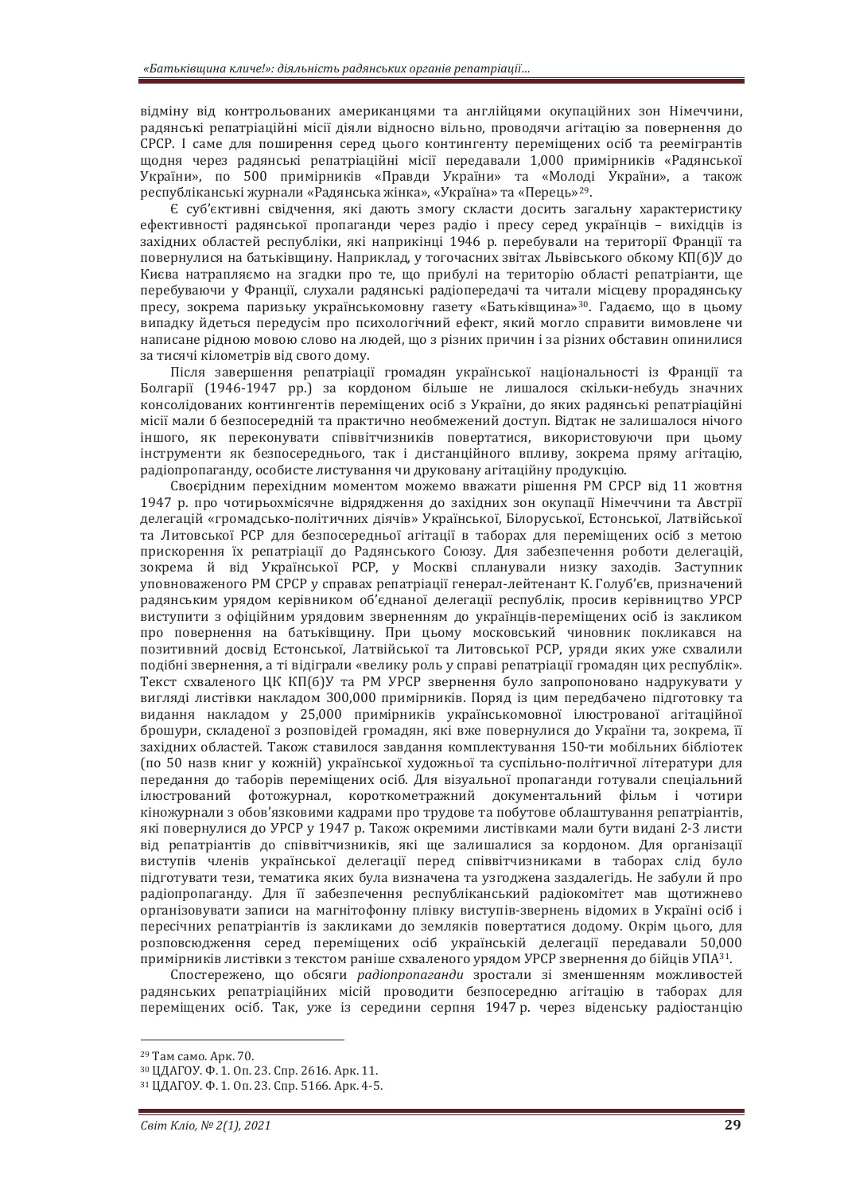відміну від контрольованих американцями та англійцями окупаційних зон Німеччини, радянські репатріаційні місії діяли відносно вільно, проводячи агітацію за повернення до СРСР. І саме для поширення серед цього контингенту переміщених осіб та реемігрантів щодня через радянські репатріаційні місії передавали 1,000 примірників «Радянської України», по 500 примірників «Правди України» та «Молоді України», а також республіканські журнали «Радянська жінка», «Україна» та «Перець»[29].

Є суб'єктивні свідчення, які дають змогу скласти досить загальну характеристику ефективності радянської пропаганди через радіо і пресу серед українців – вихідців із західних областей республіки, які наприкінці 1946 р. перебували на території Франції та повернулися на батьківщину. Наприклад, у тогочасних звітах Львівського обкому КП(б)У до Києва натрапляємо на згадки про те, що прибулі на територію області репатріанти, ще перебуваючи у Франції, слухали радянські радіопередачі та читали місцеву прорадянську пресу, зокрема паризьку україномовну газету «Батьківщина»[30]. Гадаємо, що в цьому випадку йдеться передусім про психологічний ефект, який могло справити вимовлене чи написане рідною мовою слово на людей, що з різних причин і за різних обставин опинилися за тисячі кілометрів від свого дому.

Після завершення репатріації громадян української національності із Франції та Болгарії (1946-1947 рр.) за кордоном більше не лишалося скільки-небудь значних консолідованих контингентів переміщених осіб з України, до яких радянські репатріаційні місії мали б безпосередній та практично необмежений доступ. Відтак не залишалося нічого іншого, як переконувати співвітчизників повертатися, використовуючи при цьому інструменти як безпосереднього, так і дистанційного впливу, зокрема пряму агітацію, радіопропаганду, особисте листування чи друковану агітаційну продукцію.

Своєрідним перехідним моментом можемо вважати рішення РМ СРСР від 11 жовтня 1947 р. про чотирьохмісячне відрядження до західних зон окупації Німеччини та Австрії делегацій «громадсько-політичних діячів» Української, Білоруської, Естонської, Латвійської та Литовської РСР для безпосередньої агітації в таборах для переміщених осіб з метою прискорення їх репатріації до Радянського Союзу. Для забезпечення роботи делегацій, зокрема й від Української РСР, у Москві спланували низку заходів. Заступник уповноваженого РМ СРСР у справах репатріації генерал-лейтенант К. Голуб'єв, призначений радянським урядом керівником об'єднаної делегації республік, просив керівництво УРСР виступити з офіційним урядовим зверненням до українців-переміщених осіб із закликом про повернення на батьківщину. При цьому московський чиновник покликався на позитивний досвід Естонської, Латвійської та Литовської РСР, уряди яких уже схвалили подібні звернення, а ті відіграли «велику роль у справі репатріації громадян цих республік». Текст схваленого ЦК КП(б)У та РМ УРСР звернення було запропоновано надрукувати у вигляді листівки накладом 300,000 примірників. Поряд із цим передбачено підготовку та видання накладом у 25,000 примірників україномовної ілюстрованої агітаційної брошури, складеної з розповідей громадян, які вже повернулися до України та, зокрема, її західних областей. Також ставилося завдання комплектування 150-ти мобільних бібліотек (по 50 назв книг у кожній) української художньої та суспільно-політичної літератури для передання до таборів переміщених осіб. Для візуальної пропаганди готували спеціальний ілюстрований фотожурнал, короткометражний документальний фільм і чотири кіножурнали з обов'язковими кадрами про трудове та побутове облаштування репатріантів, які повернулися до УРСР у 1947 р. Також окремими листівками мали бути видані 2-3 листи від репатріантів до співвітчизників, які ще залишалися за кордоном. Для організації виступів членів української делегації перед співвітчизниками в таборах слід було підготувати тези, тематика яких була визначена та узгоджена заздалегідь. Не забули й про радіопропаганду. Для її забезпечення республіканський радіокомітет мав щотижнево організовувати записи на магнітофонну плівку виступів-звернень відомих в Україні осіб і пересічних репатріантів із закликами до земляків повертатися додому. Окрім цього, для розповсюдження серед переміщених осіб українській делегації передавали 50,000 примірників листівки з текстом раніше схваленого урядом УРСР звернення до бійців УПА[31].

Спостережено, що обсяги *радіопропаганди* зростали зі зменшенням можливостей радянських репатріаційних місій проводити безпосередню агітацію в таборах для переміщених осіб. Так, уже із середини серпня 1947 р. через віденську радіостанцію

---

[29] Там само. Арк. 70.

[30] ЦДАГОУ. Ф. 1. Оп. 23. Спр. 2616. Арк. 11.

[31] ЦДАГОУ. Ф. 1. Оп. 23. Спр. 5166. Арк. 4-5.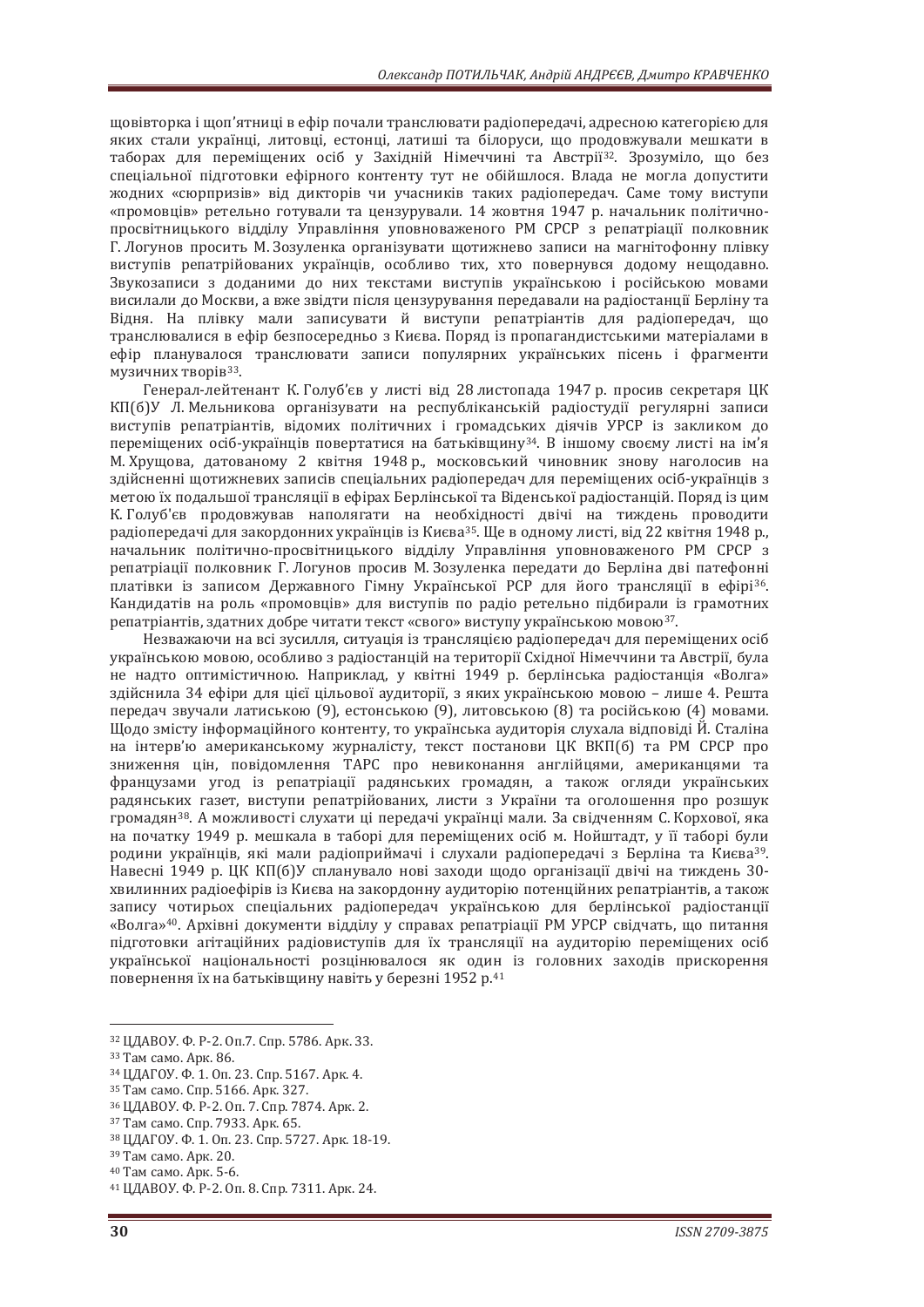щовівторка і щоп'ятниці в ефір почали транслювати радіопередачі, адресною категорією для яких стали українці, литовці, естонці, латиші та білоруси, що продовжували мешкати в таборах для переміщених осіб у Західній Німеччині та Австрії[32]. Зрозуміло, що без спеціальної підготовки ефірного контенту тут не обійшлося. Влада не могла допустити жодних «сюрпризів» від дикторів чи учасників таких радіопередач. Саме тому виступи «промовців» ретельно готували та цензурували. 14 жовтня 1947 р. начальник політично-просвітницького відділу Управління уповноваженого РМ СРСР з репатріації полковник Г. Логунов просить М. Зозуленка організувати щотижнево записи на магнітофонну плівку виступів репатрійованих українців, особливо тих, хто повернувся додому нещодавно. Звукозаписи з доданими до них текстами виступів українською і російською мовами висилали до Москви, а вже звідти після цензурування передавали на радіостанції Берліну та Відня. На плівку мали записувати й виступи репатріантів для радіопередач, що транслювалися в ефір безпосередньо з Києва. Поряд із пропагандистськими матеріалами в ефір планувалося транслювати записи популярних українських пісень і фрагменти музичних творів[33].

Генерал-лейтенант К. Голуб'єв у листі від 28 листопада 1947 р. просив секретаря ЦК КП(б)У Л. Мельникова організувати на республіканській радіостудії регулярні записи виступів репатріантів, відомих політичних і громадських діячів УРСР із закликом до переміщених осіб-українців повертатися на батьківщину[34]. В іншому своєму листі на ім'я М. Хрущова, датованому 2 квітня 1948 р., московський чиновник знову наголосив на здійсненні щотижневих записів спеціальних радіопередач для переміщених осіб-українців з метою їх подальшої трансляції в ефірах Берлінської та Віденської радіостанцій. Поряд із цим К. Голуб'єв продовжував наполягати на необхідності двічі на тиждень проводити радіопередачі для закордонних українців із Києва[35]. Ще в одному листі, від 22 квітня 1948 р., начальник політично-просвітницького відділу Управління уповноваженого РМ СРСР з репатріації полковник Г. Логунов просив М. Зозуленка передати до Берліна дві патефонні платівки із записом Державного Гімну Української РСР для його трансляції в ефірі[36]. Кандидатів на роль «промовців» для виступів по радіо ретельно підбирали із грамотних репатріантів, здатних добре читати текст «свого» виступу українською мовою[37].

Незважаючи на всі зусилля, ситуація із трансляцією радіопередач для переміщених осіб українською мовою, особливо з радіостанцій на території Східної Німеччини та Австрії, була не надто оптимістичною. Наприклад, у квітні 1949 р. берлінська радіостанція «Волга» здійснила 34 ефіри для цієї цільової аудиторії, з яких українською мовою – лише 4. Решта передач звучали латиською (9), естонською (9), литовською (8) та російською (4) мовами. Щодо змісту інформаційного контенту, то українська аудиторія слухала відповіді Й. Сталіна на інтерв'ю американському журналісту, текст постанови ЦК ВКП(б) та РМ СРСР про зниження цін, повідомлення ТАРС про невиконання англійцями, американцями та французами угод із репатріації радянських громадян, а також огляди українських радянських газет, виступи репатрійованих, листи з України та оголошення про розшук громадян[38]. А можливості слухати ці передачі українці мали. За свідченням С. Корхової, яка на початку 1949 р. мешкала в таборі для переміщених осіб м. Нойштадт, у її таборі були родини українців, які мали радіоприймачі і слухали радіопередачі з Берліна та Києва[39]. Навесні 1949 р. ЦК КП(б)У спланувало нові заходи щодо організації двічі на тиждень 30-хвилинних радіоефірів із Києва на закордонну аудиторію потенційних репатріантів, а також запису чотирьох спеціальних радіопередач українською для берлінської радіостанції «Волга»[40]. Архівні документи відділу у справах репатріації РМ УРСР свідчать, що питання підготовки агітаційних радіовиступів для їх трансляції на аудиторію переміщених осіб української національності розцінювалося як один із головних заходів прискорення повернення їх на батьківщину навіть у березні 1952 р.[41]

---

[32] ЦДАВОУ. Ф. Р-2. Оп.7. Спр. 5786. Арк. 33.

[33] Там само. Арк. 86.

[34] ЦДАГОУ. Ф. 1. Оп. 23. Спр. 5167. Арк. 4.

[35] Там само. Спр. 5166. Арк. 327.

[36] ЦДАВОУ. Ф. Р-2. Оп. 7. Спр. 7874. Арк. 2.

[37] Там само. Спр. 7933. Арк. 65.

[38] ЦДАГОУ. Ф. 1. Оп. 23. Спр. 5727. Арк. 18-19.

[39] Там само. Арк. 20.

[40] Там само. Арк. 5-6.

[41] ЦДАВОУ. Ф. Р-2. Оп. 8. Спр. 7311. Арк. 24.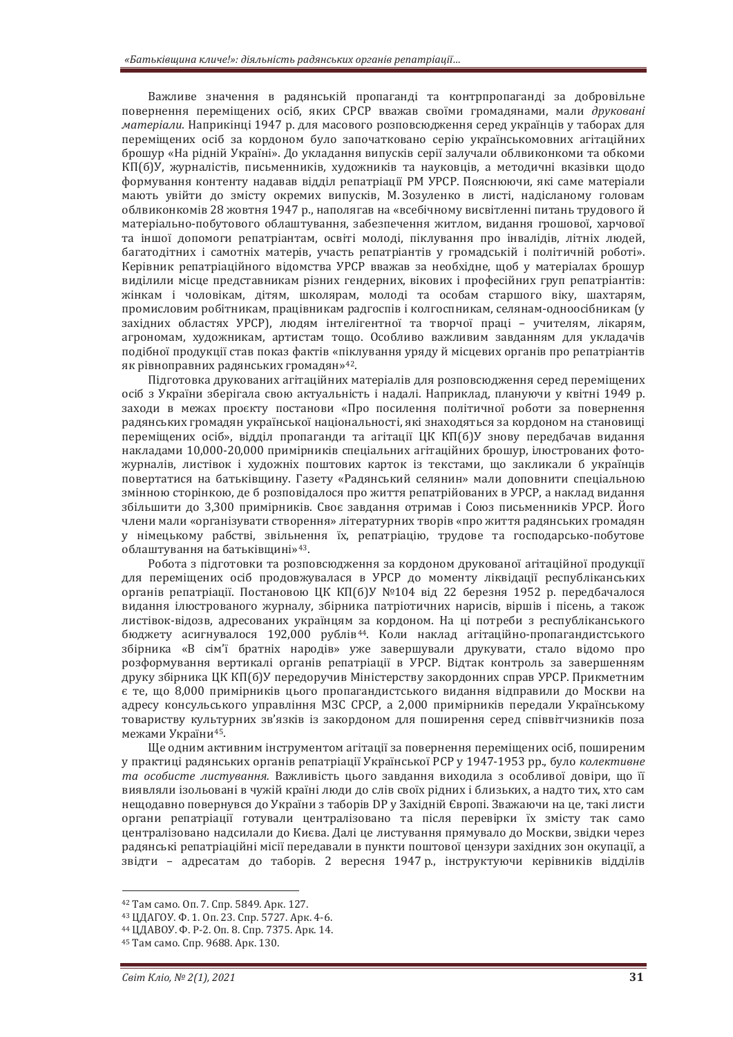Важливе значення в радянській пропаганді та контрпропаганді за добровільне повернення переміщених осіб, яких СРСР вважав своїми громадянами, мали *друковані матеріали*. Наприкінці 1947 р. для масового розповсюдження серед українців у таборах для переміщених осіб за кордоном було започатковано серію україномовних агітаційних брошур «На рідній Україні». До укладання випусків серії залучали облвиконкоми та обкоми КП(б)У, журналістів, письменників, художників та науковців, а методичні вказівки щодо формування контенту надавав відділ репатріації РМ УРСР. Пояснюючи, які саме матеріали мають увійти до змісту окремих випусків, М. Зозуленко в листі, надісланому головам облвиконкомів 28 жовтня 1947 р., наполягав на «всебічному висвітленні питань трудового й матеріально-побутового облаштування, забезпечення житлом, видання грошової, харчової та іншої допомоги репатріантам, освіті молоді, піклування про інвалідів, літніх людей, багатодітних і самотніх матерів, участь репатріантів у громадській і політичній роботі». Керівник репатріаційного відомства УРСР вважав за необхідне, щоб у матеріалах брошур виділили місце представникам різних гендерних, вікових і професійних груп репатріантів: жінкам і чоловікам, дітям, школярам, молоді та особам старшого віку, шахтарям, промисловим робітникам, працівникам радгоспів і колгоспникам, селянам-одноосібникам (у західних областях УРСР), людям інтелігентної та творчої праці – учителям, лікарям, агрономам, художникам, артистам тощо. Особливо важливим завданням для укладачів подібної продукції став показ фактів «піклування уряду й місцевих органів про репатріантів як рівноправних радянських громадян»[42].

Підготовка друкованих агітаційних матеріалів для розповсюдження серед переміщених осіб з України зберігала свою актуальність і надалі. Наприклад, плануючи у квітні 1949 р. заходи в межах проєкту постанови «Про посилення політичної роботи за повернення радянських громадян української національності, які знаходяться за кордоном на становищі переміщених осіб», відділ пропаганди та агітації ЦК КП(б)У знову передбачав видання накладами 10,000-20,000 примірників спеціальних агітаційних брошур, ілюстрованих фото-журналів, листівок і художніх поштових карток із текстами, що закликали б українців повертатися на батьківщину. Газету «Радянський селянин» мали доповнити спеціальною змінною сторінкою, де б розповідалося про життя репатрійованих в УРСР, а наклад видання збільшити до 3,300 примірників. Своє завдання отримав і Союз письменників УРСР. Його члени мали «організувати створення» літературних творів «про життя радянських громадян у німецькому рабстві, звільнення їх, репатріацію, трудове та господарсько-побутове облаштування на батьківщині»[43].

Робота з підготовки та розповсюдження за кордоном друкованої агітаційної продукції для переміщених осіб продовжувалася в УРСР до моменту ліквідації республіканських органів репатріації. Постановою ЦК КП(б)У №104 від 22 березня 1952 р. передбачалося видання ілюстрованого журналу, збірника патріотичних нарисів, віршів і пісень, а також листівок-відозв, адресованих українцям за кордоном. На ці потреби з республіканського бюджету асигнувалося 192,000 рублів[44]. Коли наклад агітаційно-пропагандистського збірника «В сім'ї братніх народів» уже завершували друкувати, стало відомо про розформування вертикалі органів репатріації в УРСР. Відтак контроль за завершенням друку збірника ЦК КП(б)У передоручив Міністерству закордонних справ УРСР. Прикметним є те, що 8,000 примірників цього пропагандистського видання відправили до Москви на адресу консульського управління МЗС СРСР, а 2,000 примірників передали Українському товариству культурних зв'язків із закордоном для поширення серед співвітчизників поза межами України[45].

Ще одним активним інструментом агітації за повернення переміщених осіб, поширеним у практиці радянських органів репатріації Української РСР у 1947-1953 рр., було *колективне та особисте листування.* Важливість цього завдання виходила з особливої довіри, що її виявляли ізольовані в чужій країні люди до слів своїх рідних і близьких, а надто тих, хто сам нещодавно повернувся до України з таборів DP у Західній Європі. Зважаючи на це, такі листи органи репатріації готували централізовано та після перевірки їх змісту так само централізовано надсилали до Києва. Далі це листування прямувало до Москви, звідки через радянські репатріаційні місії передавали в пункти поштової цензури західних зон окупації, а звідти – адресатам до таборів. 2 вересня 1947 р., інструктуючи керівників відділів

---

[42] Там само. Оп. 7. Спр. 5849. Арк. 127.

[43] ЦДАГОУ. Ф. 1. Оп. 23. Спр. 5727. Арк. 4-6.

[44] ЦДАВОУ. Ф. Р-2. Оп. 8. Спр. 7375. Арк. 14.

[45] Там само. Спр. 9688. Арк. 130.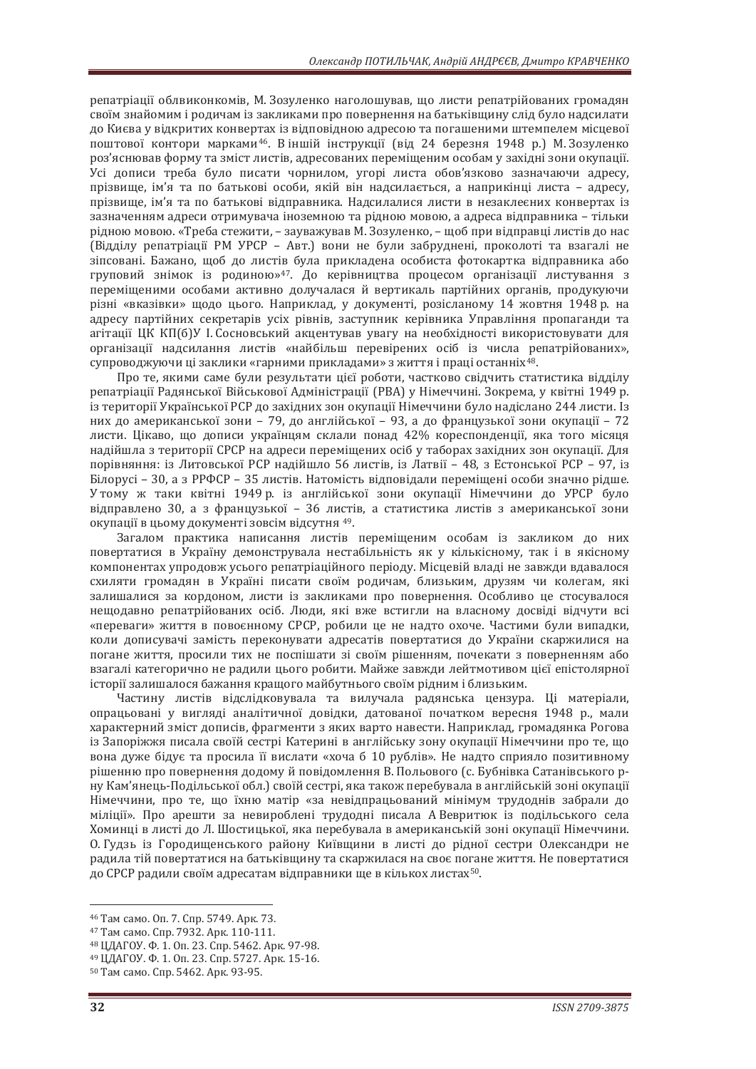репатріації облвиконкомів, М. Зозуленко наголошував, що листи репатрійованих громадян своїм знайомим і родичам із закликами про повернення на батьківщину слід було надсилати до Києва у відкритих конвертах із відповідною адресою та погашеними штемпелем місцевої поштової контори марками[46]. В іншій інструкції (від 24 березня 1948 р.) М. Зозуленко роз'яснював форму та зміст листів, адресованих переміщеним особам у західні зони окупації. Усі дописи треба було писати чорнилом, угорі листа обов'язково зазначаючи адресу, прізвище, ім'я та по батькові особи, якій він надсилається, а наприкінці листа – адресу, прізвище, ім'я та по батькові відправника. Надсилалися листи в незаклеєних конвертах із зазначенням адреси отримувача іноземною та рідною мовою, а адреса відправника – тільки рідною мовою. «Треба стежити, – зауважував М. Зозуленко, – щоб при відправці листів до нас (Відділу репатріації РМ УРСР – Авт.) вони не були забруднені, проколоті та взагалі не зіпсовані. Бажано, щоб до листів була прикладена особиста фотокартка відправника або груповий знімок із родиною»[47]. До керівництва процесом організації листування з переміщеними особами активно долучалася й вертикаль партійних органів, продукуючи різні «вказівки» щодо цього. Наприклад, у документі, розісланому 14 жовтня 1948 р. на адресу партійних секретарів усіх рівнів, заступник керівника Управління пропаганди та агітації ЦК КП(б)У І. Сосновський акцентував увагу на необхідності використовувати для організації надсилання листів «найбільш перевірених осіб із числа репатрійованих», супроводжуючи ці заклики «гарними прикладами» з життя і праці останніх[48].

Про те, якими саме були результати цієї роботи, частково свідчить статистика відділу репатріації Радянської Військової Адміністрації (РВА) у Німеччині. Зокрема, у квітні 1949 р. із території Української РСР до західних зон окупації Німеччини було надіслано 244 листи. Із них до американської зони – 79, до англійської – 93, а до французької зони окупації – 72 листи. Цікаво, що дописи українцям склали понад 42% кореспонденції, яка того місяця надійшла з території СРСР на адреси переміщених осіб у таборах західних зон окупації. Для порівняння: із Литовської РСР надійшло 56 листів, із Латвії – 48, з Естонської РСР – 97, із Білорусі – 30, а з РРФСР – 35 листів. Натомість відповідали переміщені особи значно рідше. У тому ж таки квітні 1949 р. із англійської зони окупації Німеччини до УРСР було відправлено 30, а з французької – 36 листів, а статистика листів з американської зони окупації в цьому документі зовсім відсутня[49].

Загалом практика написання листів переміщеним особам із закликом до них повертатися в Україну демонструвала нестабільність як у кількісному, так і в якісному компонентах упродовж усього репатріаційного періоду. Місцевій владі не завжди вдавалося схиляти громадян в Україні писати своїм родичам, близьким, друзям чи колегам, які залишалися за кордоном, листи із закликами про повернення. Особливо це стосувалося нещодавно репатрійованих осіб. Люди, які вже встигли на власному досвіді відчути всі «переваги» життя в повоєнному СРСР, робили це не надто охоче. Частими були випадки, коли дописувачі замість переконувати адресатів повертатися до України скаржилися на погане життя, просили тих не поспішати зі своїм рішенням, почекати з поверненням або взагалі категорично не радили цього робити. Майже завжди лейтмотивом цієї епістолярної історії залишалося бажання кращого майбутнього своїм рідним і близьким.

Частину листів відслідковувала та вилучала радянська цензура. Ці матеріали, опрацьовані у вигляді аналітичної довідки, датованої початком вересня 1948 р., мали характерний зміст дописів, фрагменти з яких варто навести. Наприклад, громадянка Рогова із Запоріжжя писала своїй сестрі Катерині в англійську зону окупації Німеччини про те, що вона дуже бідує та просила її вислати «хоча б 10 рублів». Не надто сприяло позитивному рішенню про повернення додому й повідомлення В. Польового (с. Бубнівка Сатанівського р-ну Кам'янець-Подільської обл.) своїй сестрі, яка також перебувала в англійській зоні окупації Німеччини, про те, що їхню матір «за невідпрацьований мінімум трудоднів забрали до міліції». Про арешти за невироблені трудодні писала А Ввритюк із подільського села Хоминці в листі до Л. Шостицької, яка перебувала в американській зоні окупації Німеччини. О. Гудзь із Городищенського району Київщини в листі до рідної сестри Олександри не радила тій повертатися на батьківщину та скаржилася на своє погане життя. Не повертатися до СРСР радили своїм адресатам відправники ще в кількох листах[50].

---

[46] Там само. Оп. 7. Спр. 5749. Арк. 73.
[47] Там само. Спр. 7932. Арк. 110-111.
[48] ЦДАГОУ. Ф. 1. Оп. 23. Спр. 5462. Арк. 97-98.
[49] ЦДАГОУ. Ф. 1. Оп. 23. Спр. 5727. Арк. 15-16.
[50] Там само. Спр. 5462. Арк. 93-95.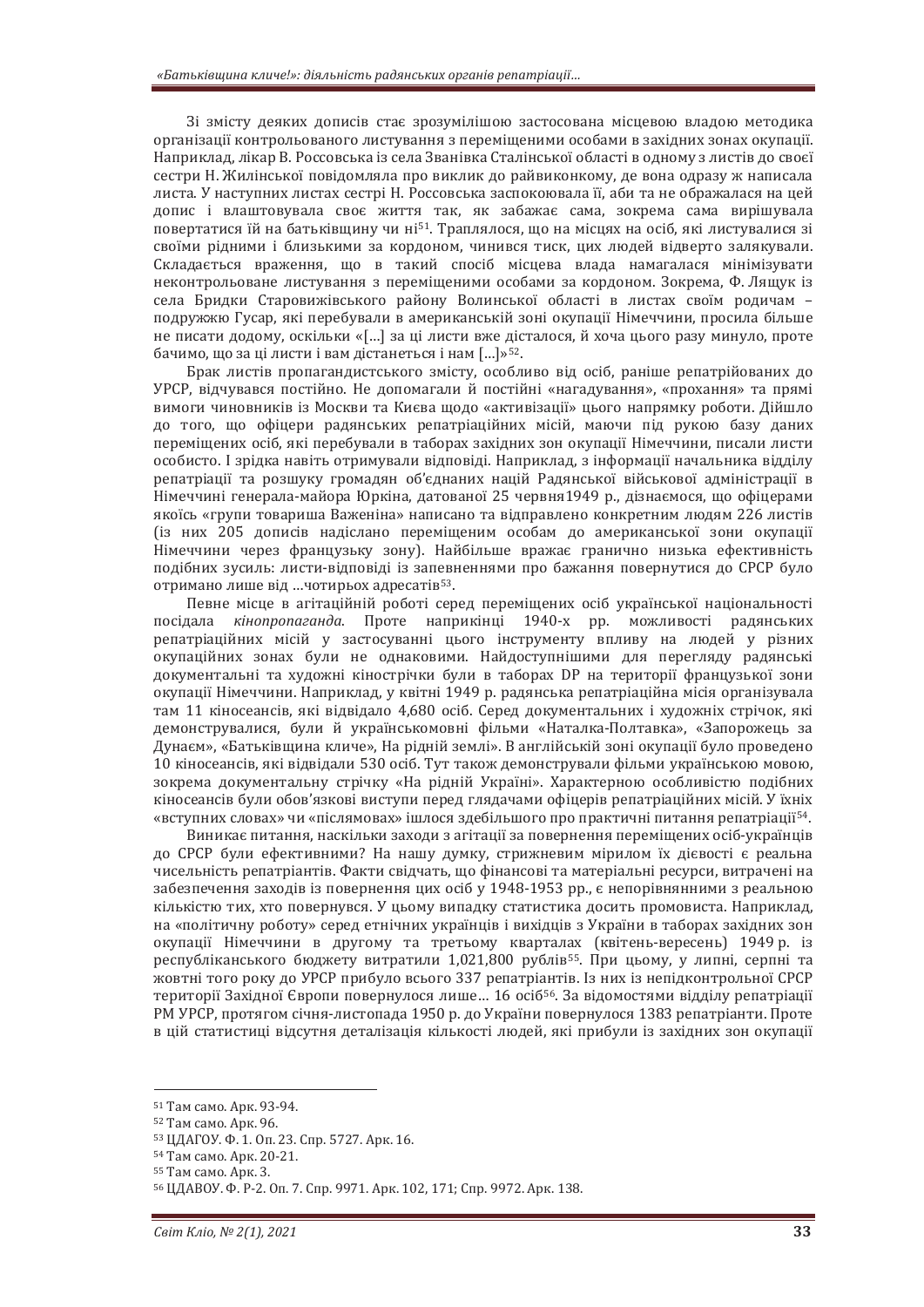Зі змісту деяких дописів стає зрозумілішою застосована місцевою владою методика організації контрольованого листування з переміщеними особами в західних зонах окупації. Наприклад, лікар В. Россовська із села Званівка Сталінської області в одному з листів до своєї сестри Н. Жилінської повідомляла про виклик до райвиконкому, де вона одразу ж написала листа. У наступних листах сестрі Н. Россовська заспокоювала її, аби та не ображалася на цей допис і влаштовувала своє життя так, як забажає сама, зокрема сама вирішувала повертатися їй на батьківщину чи ні[51]. Траплялося, що на місцях на осіб, які листувалися зі своїми рідними і близькими за кордоном, чинився тиск, цих людей відверто залякували. Складається враження, що в такий спосіб місцева влада намагалася мінімізувати неконтрольоване листування з переміщеними особами за кордоном. Зокрема, Ф. Лящук із села Бридки Старовижівського району Волинської області в листах своїм родичам – подружжю Гусар, які перебували в американській зоні окупації Німеччини, просила більше не писати додому, оскільки «[…] за ці листи вже дісталося, й хоча цього разу минуло, проте бачимо, що за ці листи і вам дістанеться і нам […]»[52].

Брак листів пропагандистського змісту, особливо від осіб, раніше репатрійованих до УРСР, відчувався постійно. Не допомагали й постійні «нагадування», «прохання» та прямі вимоги чиновників із Москви та Києва щодо «активізації» цього напрямку роботи. Дійшло до того, що офіцери радянських репатріаційних місій, маючи під рукою базу даних переміщених осіб, які перебували в таборах західних зон окупації Німеччини, писали листи особисто. І зрідка навіть отримували відповіді. Наприклад, з інформації начальника відділу репатріації та розшуку громадян об'єднаних націй Радянської військової адміністрації в Німеччині генерала-майора Юркіна, датованої 25 червня1949 р., дізнаємося, що офіцерами якоїсь «групи товариша Важеніна» написано та відправлено конкретним людям 226 листів (із них 205 дописів надіслано переміщеним особам до американської зони окупації Німеччини через французьку зону). Найбільше вражає гранично низька ефективність подібних зусиль: листи-відповіді із запевненнями про бажання повернутися до СРСР було отримано лише від …чотирьох адресатів[53].

Певне місце в агітаційній роботі серед переміщених осіб української національності посідала *кінопропаганда*. Проте наприкінці 1940-х рр. можливості радянських репатріаційних місій у застосуванні цього інструменту впливу на людей у різних окупаційних зонах були не однаковими. Найдоступнішими для перегляду радянські документальні та художні кінострічки були в таборах DP на території французької зони окупації Німеччини. Наприклад, у квітні 1949 р. радянська репатріаційна місія організувала там 11 кіносеансів, які відвідало 4,680 осіб. Серед документальних і художніх стрічок, які демонструвалися, були й україномовні фільми «Наталка-Полтавка», «Запорожець за Дунаєм», «Батьківщина кличе», На рідній землі». В англійській зоні окупації було проведено 10 кіносеансів, які відвідали 530 осіб. Тут також демонстрували фільми українською мовою, зокрема документальну стрічку «На рідній Україні». Характерною особливістю подібних кіносеансів були обов'язкові виступи перед глядачами офіцерів репатріаційних місій. У їхніх «вступних словах» чи «післямовах» ішлося здебільшого про практичні питання репатріації[54].

Виникає питання, наскільки заходи з агітації за повернення переміщених осіб-українців до СРСР були ефективними? На нашу думку, стрижневим мірилом їх дієвості є реальна чисельність репатріантів. Факти свідчать, що фінансові та матеріальні ресурси, витрачені на забезпечення заходів із повернення цих осіб у 1948-1953 рр., є непорівнянними з реальною кількістю тих, хто повернувся. У цьому випадку статистика досить промовиста. Наприклад, на «політичну роботу» серед етнічних українців і вихідців з України в таборах західних зон окупації Німеччини в другому та третьому кварталах (квітень-вересень) 1949 р. із республіканського бюджету витратили 1,021,800 рублів[55]. При цьому, у липні, серпні та жовтні того року до УРСР прибуло всього 337 репатріантів. Із них із непідконтрольної СРСР території Західної Європи повернулося лише… 16 осіб[56]. За відомостями відділу репатріації РМ УРСР, протягом січня-листопада 1950 р. до України повернулося 1383 репатріанти. Проте в цій статистиці відсутня деталізація кількості людей, які прибули із західних зон окупації

---

[51] Там само. Арк. 93-94.

[52] Там само. Арк. 96.

[53] ЦДАГОУ. Ф. 1. Оп. 23. Спр. 5727. Арк. 16.

[54] Там само. Арк. 20-21.

[55] Там само. Арк. 3.

[56] ЦДАВОУ. Ф. Р-2. Оп. 7. Спр. 9971. Арк. 102, 171; Спр. 9972. Арк. 138.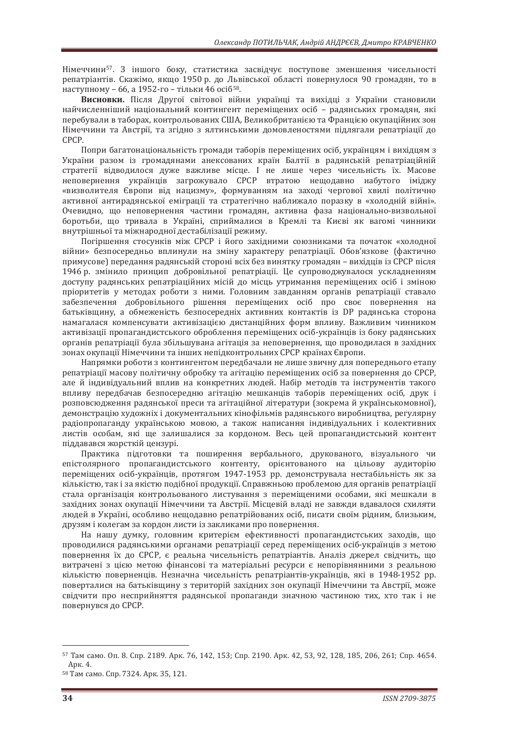Німеччини[57]. З іншого боку, статистика засвідчує поступове зменшення чисельності репатріантів. Скажімо, якщо 1950 р. до Львівської області повернулося 90 громадян, то в наступному – 66, а 1952-го – тільки 46 осіб[58].

**Висновки.** Після Другої світової війни українці та вихідці з України становили найчисленніший національний контингент переміщених осіб – радянських громадян, які перебували в таборах, контрольованих США, Великобританією та Францією окупаційних зон Німеччини та Австрії, та згідно з ялтинськими домовленостями підлягали репатріації до СРСР.

Попри багатонаціональність громади таборів переміщених осіб, українцям і вихідцям з України разом із громадянами анексованих країн Балтії в радянській репатріаційній стратегії відводилося дуже важливе місце. І не лише через чисельність їх. Масове неповернення українців загрожувало СРСР втратою нещодавно набутого іміджу «визволителя Європи від нацизму», формуванням на заході чергової хвилі політично активної антирадянської еміграції та стратегічно наближало поразку в «холодній війні». Очевидно, що неповернення частини громадян, активна фаза національно-визвольної боротьби, що тривала в Україні, сприймалися в Кремлі та Києві як вагомі чинники внутрішньої та міжнародної дестабілізації режиму.

Погіршення стосунків між СРСР і його західними союзниками та початок «холодної війни» безпосередньо вплинули на зміну характеру репатріації. Обов'язкове (фактично примусове) передання радянській стороні всіх без винятку громадян – вихідців із СРСР після 1946 р. змінило принцип добровільної репатріації. Це супроводжувалося ускладненням доступу радянських репатріаційних місій до місць утримання переміщених осіб і зміною пріоритетів у методах роботи з ними. Головним завданням органів репатріації ставало забезпечення добровільного рішення переміщених осіб про своє повернення на батьківщину, а обмеженість безпосередніх активних контактів із DP радянська сторона намагалася компенсувати активізацією дистанційних форм впливу. Важливим чинником активізації пропагандистського оброблення переміщених осіб-українців із боку радянських органів репатріації була збільшувана агітація за неповернення, що проводилася в західних зонах окупації Німеччини та інших непідконтрольних СРСР країнах Європи.

Напрямки роботи з контингентом передбачали не лише звичну для попереднього етапу репатріації масову політичну обробку та агітацію переміщених осіб за повернення до СРСР, але й індивідуальний вплив на конкретних людей. Набір методів та інструментів такого впливу передбачав безпосередню агітацію мешканців таборів переміщених осіб, друк і розповсюдження радянської преси та агітаційної літератури (зокрема й україномовної), демонстрацію художніх і документальних кінофільмів радянського виробництва, регулярну радіопропаганду українською мовою, а також написання індивідуальних і колективних листів особам, які ще залишалися за кордоном. Весь цей пропагандистський контент піддавався жорсткій цензурі.

Практика підготовки та поширення вербального, друкованого, візуального чи епістолярного пропагандистського контенту, орієнтованого на цільову аудиторію переміщених осіб-українців, протягом 1947-1953 рр. демонструвала нестабільність як за кількістю, так і за якістю подібної продукції. Справжньою проблемою для органів репатріації стала організація контрольованого листування з переміщеними особами, які мешкали в західних зонах окупації Німеччини та Австрії. Місцевій владі не завжди вдавалося схиляти людей в Україні, особливо нещодавно репатрійованих осіб, писати своїм рідним, близьким, друзям і колегам за кордон листи із закликами про повернення.

На нашу думку, головним критерієм ефективності пропагандистських заходів, що проводилися радянськими органами репатріації серед переміщених осіб-українців з метою повернення їх до СРСР, є реальна чисельність репатріантів. Аналіз джерел свідчить, що витрачені з цією метою фінансові та матеріальні ресурси є непорівнянними з реальною кількістю повернеців. Незначна чисельність репатріантів-українців, які в 1948-1952 рр. поверталися на батьківщину з територій західних зон окупації Німеччини та Австрії, може свідчити про несприйняття радянської пропаганди значною частиною тих, хто так і не повернувся до СРСР.

---

[57] Там само. Оп. 8. Спр. 2189. Арк. 76, 142, 153; Спр. 2190. Арк. 42, 53, 92, 128, 185, 206, 261; Спр. 4654. Арк. 4.

[58] Там само. Спр. 7324. Арк. 35, 121.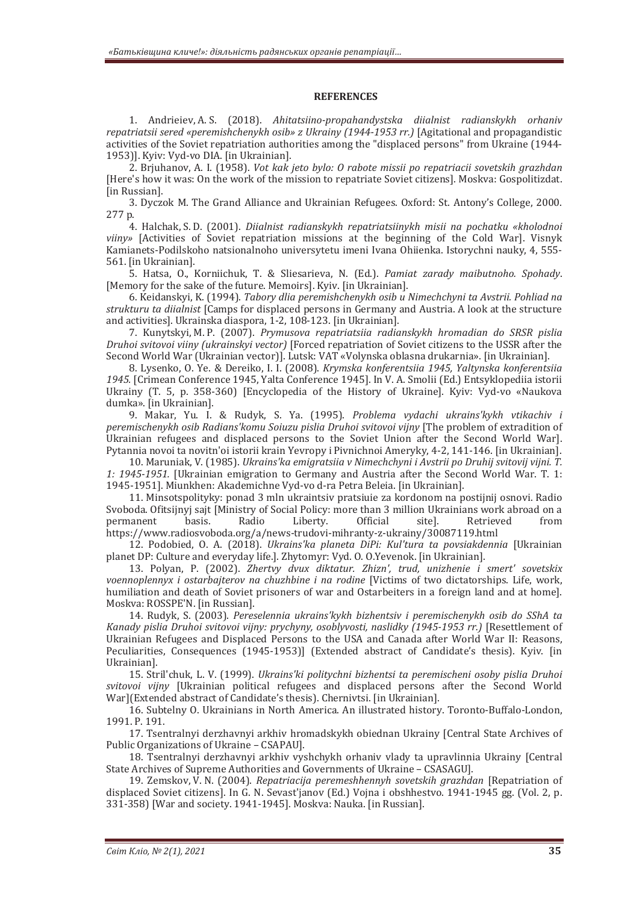## REFERENCES

1. Andrieiev, A. S. (2018). *Ahitatsiino-propahandystska diialnist radianskykh orhaniv repatriatsii sered «peremishchenykh osib» z Ukrainy (1944-1953 rr.)* [Agitational and propagandistic activities of the Soviet repatriation authorities among the "displaced persons" from Ukraine (1944-1953)]. Kyiv: Vyd-vo DIA. [in Ukrainian].

2. Brjuhanov, A. I. (1958). *Vot kak jeto bylo: O rabote missii po repatriacii sovetskih grazhdan* [Here's how it was: On the work of the mission to repatriate Soviet citizens]. Moskva: Gospolitizdat. [in Russian].

3. Dyczok M. The Grand Alliance and Ukrainian Refugees. Oxford: St. Antony's College, 2000. 277 p.

4. Halchak, S. D. (2001). *Diialnist radianskykh repatriatsiinykh misii na pochatku «kholodnoi viiny»* [Activities of Soviet repatriation missions at the beginning of the Cold War]. Visnyk Kamianets-Podilskoho natsionalnoho universytetu imeni Ivana Ohiienka. Istorychni nauky, 4, 555-561. [in Ukrainian].

5. Hatsa, O., Korniichuk, T. & Sliesarieva, N. (Ed.). *Pamiat zarady maibutnoho. Spohady*. [Memory for the sake of the future. Memoirs]. Kyiv. [in Ukrainian].

6. Keidanskyi, K. (1994). *Tabory dlia peremishchenykh osib u Nimechchyni ta Avstrii. Pohliad na strukturu ta diialnist* [Camps for displaced persons in Germany and Austria. A look at the structure and activities]. Ukrainska diaspora, 1-2, 108-123. [in Ukrainian].

7. Kunytskyi, M. P. (2007). *Prymusova repatriatsiia radianskykh hromadian do SRSR pislia Druhoi svitovoi viiny (ukrainskyi vector)* [Forced repatriation of Soviet citizens to the USSR after the Second World War (Ukrainian vector)]. Lutsk: VAT «Volynska oblasna drukarnia». [in Ukrainian].

8. Lysenko, O. Ye. & Dereiko, I. I. (2008). *Krymska konferentsiia 1945, Yaltynska konferentsiia 1945*. [Crimean Conference 1945, Yalta Conference 1945]. In V. A. Smolii (Ed.) Entsyklopediia istorii Ukrainy (T. 5, p. 358-360) [Encyclopedia of the History of Ukraine]. Kyiv: Vyd-vo «Naukova dumka». [in Ukrainian].

9. Makar, Yu. I. & Rudyk, S. Ya. (1995). *Problema vydachi ukrains'kykh vtikachiv i peremischenykh osib Radians'komu Soiuzu pislia Druhoi svitovoi vijny* [The problem of extradition of Ukrainian refugees and displaced persons to the Soviet Union after the Second World War]. Pytannia novoi ta novitn'oi istorii krain Yevropy i Pivnichnoi Ameryky, 4-2, 141-146. [in Ukrainian].

10. Maruniak, V. (1985). *Ukrains'ka emigratsiia v Nimechchyni i Avstrii po Druhij svitovij vijni. T. 1: 1945-1951.* [Ukrainian emigration to Germany and Austria after the Second World War. T. 1: 1945-1951]. Miunkhen: Akademichne Vyd-vo d-ra Petra Beleia. [in Ukrainian].

11. Minsotspolityky: ponad 3 mln ukraintsiv pratsiuie za kordonom na postijnij osnovi. Radio Svoboda. Ofitsijnyj sajt [Ministry of Social Policy: more than 3 million Ukrainians work abroad on a permanent basis. Radio Liberty. Official site]. Retrieved from https://www.radiosvoboda.org/a/news-trudovi-mihranty-z-ukrainy/30087119.html

12. Podobied, O. A. (2018). *Ukrains'ka planeta DiPi: Kul'tura ta povsiakdennia* [Ukrainian planet DP: Culture and everyday life.]. Zhytomyr: Vyd. O. O.Yevenok. [in Ukrainian].

13. Polyan, P. (2002). *Zhertvy dvux diktatur. Zhizn', trud, unizhenie i smert' sovetskix voennoplennyx i ostarbajterov na chuzhbine i na rodine* [Victims of two dictatorships. Life, work, humiliation and death of Soviet prisoners of war and Ostarbeiters in a foreign land and at home]. Moskva: ROSSPE'N. [in Russian].

14. Rudyk, S. (2003). *Pereselennia ukrains'kykh bizhentsiv i peremischenykh osib do SShA ta Kanady pislia Druhoi svitovoi vijny: prychyny, osoblyvosti, naslidky (1945-1953 rr.)* [Resettlement of Ukrainian Refugees and Displaced Persons to the USA and Canada after World War II: Reasons, Peculiarities, Consequences (1945-1953)] (Extended abstract of Candidate's thesis). Kyiv. [in Ukrainian].

15. Stril'chuk, L. V. (1999). *Ukrains'ki politychni bizhentsi ta peremischeni osoby pislia Druhoi svitovoi vijny* [Ukrainian political refugees and displaced persons after the Second World War](Extended abstract of Candidate's thesis). Chernivtsi. [in Ukrainian].

16. Subtelny O. Ukrainians in North America. An illustrated history. Toronto-Buffalo-London, 1991. P. 191.

17. Tsentralnyi derzhavnyi arkhiv hromadskykh obiednan Ukrainy [Central State Archives of Public Organizations of Ukraine – CSAPAU].

18. Tsentralnyi derzhavnyi arkhiv vyshchykh orhaniv vlady ta upravlinnia Ukrainy [Central State Archives of Supreme Authorities and Governments of Ukraine – CSASAGU].

19. Zemskov, V. N. (2004). *Repatriacija peremeshhennyh sovetskih grazhdan* [Repatriation of displaced Soviet citizens]. In G. N. Sevast'janov (Ed.) Vojna i obshhestvo. 1941-1945 gg. (Vol. 2, p. 331-358) [War and society. 1941-1945]. Moskva: Nauka. [in Russian].